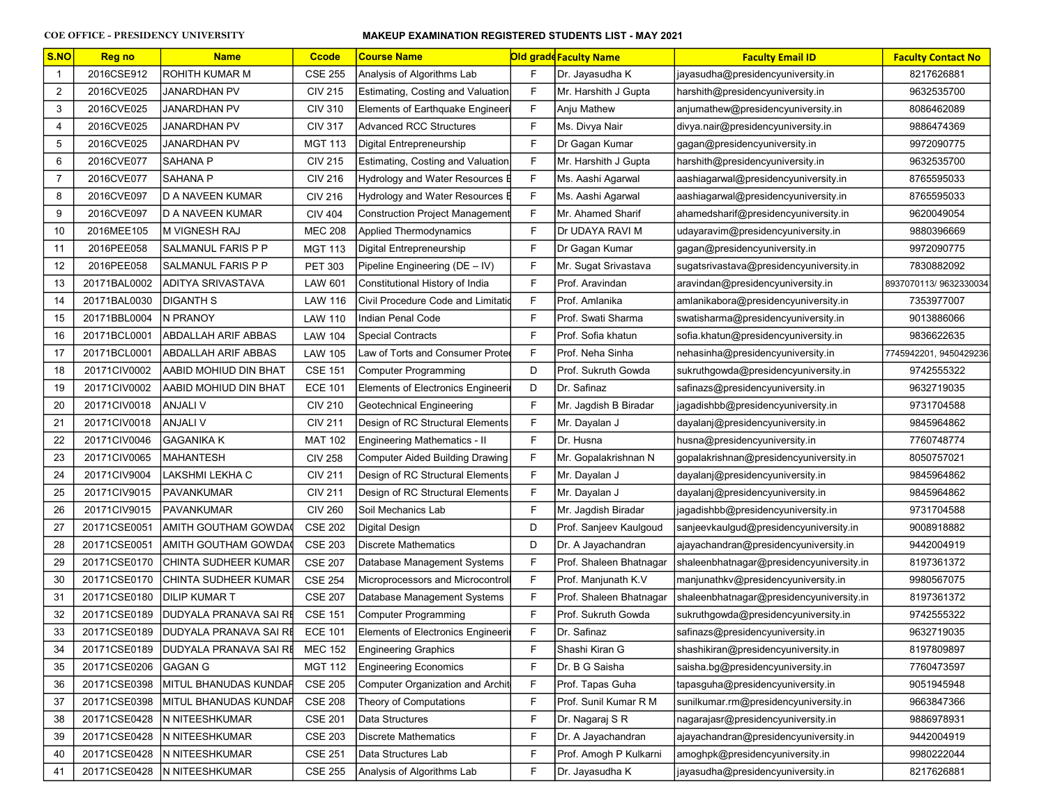COE OFFICE - PRESIDENCY UNIVERSITY

**MAKEUP EXAMINATION REGISTERED STUDENTS LIST - MAY 2021**

| S.NO | Reg no | Name | Ccode | Course Name | Old grade | Faculty Name | Faculty Email ID | Faculty Contact No |
|---|---|---|---|---|---|---|---|---|
| 1 | 2016CSE912 | ROHITH KUMAR M | CSE 255 | Analysis of Algorithms Lab | F | Dr. Jayasudha K | jayasudha@presidencyuniversity.in | 8217626881 |
| 2 | 2016CVE025 | JANARDHAN PV | CIV 215 | Estimating, Costing and Valuation | F | Mr. Harshith J Gupta | harshith@presidencyuniversity.in | 9632535700 |
| 3 | 2016CVE025 | JANARDHAN PV | CIV 310 | Elements of Earthquake Engineeri | F | Anju Mathew | anjumathew@presidencyuniversity.in | 8086462089 |
| 4 | 2016CVE025 | JANARDHAN PV | CIV 317 | Advanced RCC Structures | F | Ms. Divya Nair | divya.nair@presidencyuniversity.in | 9886474369 |
| 5 | 2016CVE025 | JANARDHAN PV | MGT 113 | Digital Entrepreneurship | F | Dr Gagan Kumar | gagan@presidencyuniversity.in | 9972090775 |
| 6 | 2016CVE077 | SAHANA P | CIV 215 | Estimating, Costing and Valuation | F | Mr. Harshith J Gupta | harshith@presidencyuniversity.in | 9632535700 |
| 7 | 2016CVE077 | SAHANA P | CIV 216 | Hydrology and Water Resources E | F | Ms. Aashi Agarwal | aashiagarwal@presidencyuniversity.in | 8765595033 |
| 8 | 2016CVE097 | D A NAVEEN KUMAR | CIV 216 | Hydrology and Water Resources E | F | Ms. Aashi Agarwal | aashiagarwal@presidencyuniversity.in | 8765595033 |
| 9 | 2016CVE097 | D A NAVEEN KUMAR | CIV 404 | Construction Project Management | F | Mr. Ahamed Sharif | ahamedsharif@presidencyuniversity.in | 9620049054 |
| 10 | 2016MEE105 | M VIGNESH RAJ | MEC 208 | Applied Thermodynamics | F | Dr UDAYA RAVI M | udayaravim@presidencyuniversity.in | 9880396669 |
| 11 | 2016PEE058 | SALMANUL FARIS P P | MGT 113 | Digital Entrepreneurship | F | Dr Gagan Kumar | gagan@presidencyuniversity.in | 9972090775 |
| 12 | 2016PEE058 | SALMANUL FARIS P P | PET 303 | Pipeline Engineering (DE – IV) | F | Mr. Sugat Srivastava | sugatsrivastava@presidencyuniversity.in | 7830882092 |
| 13 | 20171BAL0002 | ADITYA SRIVASTAVA | LAW 601 | Constitutional History of India | F | Prof. Aravindan | aravindan@presidencyuniversity.in | 8937070113/ 9632330034 |
| 14 | 20171BAL0030 | DIGANTH S | LAW 116 | Civil Procedure Code and Limitatio | F | Prof. Amlanika | amlanikabora@presidencyuniversity.in | 7353977007 |
| 15 | 20171BBL0004 | N PRANOY | LAW 110 | Indian Penal Code | F | Prof. Swati Sharma | swatisharma@presidencyuniversity.in | 9013886066 |
| 16 | 20171BCL0001 | ABDALLAH ARIF ABBAS | LAW 104 | Special Contracts | F | Prof. Sofia khatun | sofia.khatun@presidencyuniversity.in | 9836622635 |
| 17 | 20171BCL0001 | ABDALLAH ARIF ABBAS | LAW 105 | Law of Torts and Consumer Prote | F | Prof. Neha Sinha | nehasinha@presidencyuniversity.in | 7745942201, 9450429236 |
| 18 | 20171CIV0002 | AABID MOHIUD DIN BHAT | CSE 151 | Computer Programming | D | Prof. Sukruth Gowda | sukruthgowda@presidencyuniversity.in | 9742555322 |
| 19 | 20171CIV0002 | AABID MOHIUD DIN BHAT | ECE 101 | Elements of Electronics Engineeri | D | Dr. Safinaz | safinazs@presidencyuniversity.in | 9632719035 |
| 20 | 20171CIV0018 | ANJALI V | CIV 210 | Geotechnical Engineering | F | Mr. Jagdish B Biradar | jagadishbb@presidencyuniversity.in | 9731704588 |
| 21 | 20171CIV0018 | ANJALI V | CIV 211 | Design of RC Structural Elements | F | Mr. Dayalan J | dayalanj@presidencyuniversity.in | 9845964862 |
| 22 | 20171CIV0046 | GAGANIKA K | MAT 102 | Engineering Mathematics - II | F | Dr. Husna | husna@presidencyuniversity.in | 7760748774 |
| 23 | 20171CIV0065 | MAHANTESH | CIV 258 | Computer Aided Building Drawing | F | Mr. Gopalakrishnan N | gopalakrishnan@presidencyuniversity.in | 8050757021 |
| 24 | 20171CIV9004 | LAKSHMI LEKHA C | CIV 211 | Design of RC Structural Elements | F | Mr. Dayalan J | dayalanj@presidencyuniversity.in | 9845964862 |
| 25 | 20171CIV9015 | PAVANKUMAR | CIV 211 | Design of RC Structural Elements | F | Mr. Dayalan J | dayalanj@presidencyuniversity.in | 9845964862 |
| 26 | 20171CIV9015 | PAVANKUMAR | CIV 260 | Soil Mechanics Lab | F | Mr. Jagdish Biradar | jagadishbb@presidencyuniversity.in | 9731704588 |
| 27 | 20171CSE0051 | AMITH GOUTHAM GOWDA | CSE 202 | Digital Design | D | Prof. Sanjeev Kaulgoud | sanjeevkaulgud@presidencyuniversity.in | 9008918882 |
| 28 | 20171CSE0051 | AMITH GOUTHAM GOWDA | CSE 203 | Discrete Mathematics | D | Dr. A Jayachandran | ajayachandran@presidencyuniversity.in | 9442004919 |
| 29 | 20171CSE0170 | CHINTA SUDHEER KUMAR | CSE 207 | Database Management Systems | F | Prof. Shaleen Bhatnagar | shaleenbhatnagar@presidencyuniversity.in | 8197361372 |
| 30 | 20171CSE0170 | CHINTA SUDHEER KUMAR | CSE 254 | Microprocessors and Microcontrol | F | Prof. Manjunath K.V | manjunathkv@presidencyuniversity.in | 9980567075 |
| 31 | 20171CSE0180 | DILIP KUMAR T | CSE 207 | Database Management Systems | F | Prof. Shaleen Bhatnagar | shaleenbhatnagar@presidencyuniversity.in | 8197361372 |
| 32 | 20171CSE0189 | DUDYALA PRANAVA SAI RE | CSE 151 | Computer Programming | F | Prof. Sukruth Gowda | sukruthgowda@presidencyuniversity.in | 9742555322 |
| 33 | 20171CSE0189 | DUDYALA PRANAVA SAI RE | ECE 101 | Elements of Electronics Engineeri | F | Dr. Safinaz | safinazs@presidencyuniversity.in | 9632719035 |
| 34 | 20171CSE0189 | DUDYALA PRANAVA SAI RE | MEC 152 | Engineering Graphics | F | Shashi Kiran G | shashikiran@presidencyuniversity.in | 8197809897 |
| 35 | 20171CSE0206 | GAGAN G | MGT 112 | Engineering Economics | F | Dr. B G Saisha | saisha.bg@presidencyuniversity.in | 7760473597 |
| 36 | 20171CSE0398 | MITUL BHANUDAS KUNDAR | CSE 205 | Computer Organization and Archit | F | Prof. Tapas Guha | tapasguha@presidencyuniversity.in | 9051945948 |
| 37 | 20171CSE0398 | MITUL BHANUDAS KUNDAR | CSE 208 | Theory of Computations | F | Prof. Sunil Kumar R M | sunilkumar.rm@presidencyuniversity.in | 9663847366 |
| 38 | 20171CSE0428 | N NITEESHKUMAR | CSE 201 | Data Structures | F | Dr. Nagaraj S R | nagarajasr@presidencyuniversity.in | 9886978931 |
| 39 | 20171CSE0428 | N NITEESHKUMAR | CSE 203 | Discrete Mathematics | F | Dr. A Jayachandran | ajayachandran@presidencyuniversity.in | 9442004919 |
| 40 | 20171CSE0428 | N NITEESHKUMAR | CSE 251 | Data Structures Lab | F | Prof. Amogh P Kulkarni | amoghpk@presidencyuniversity.in | 9980222044 |
| 41 | 20171CSE0428 | N NITEESHKUMAR | CSE 255 | Analysis of Algorithms Lab | F | Dr. Jayasudha K | jayasudha@presidencyuniversity.in | 8217626881 |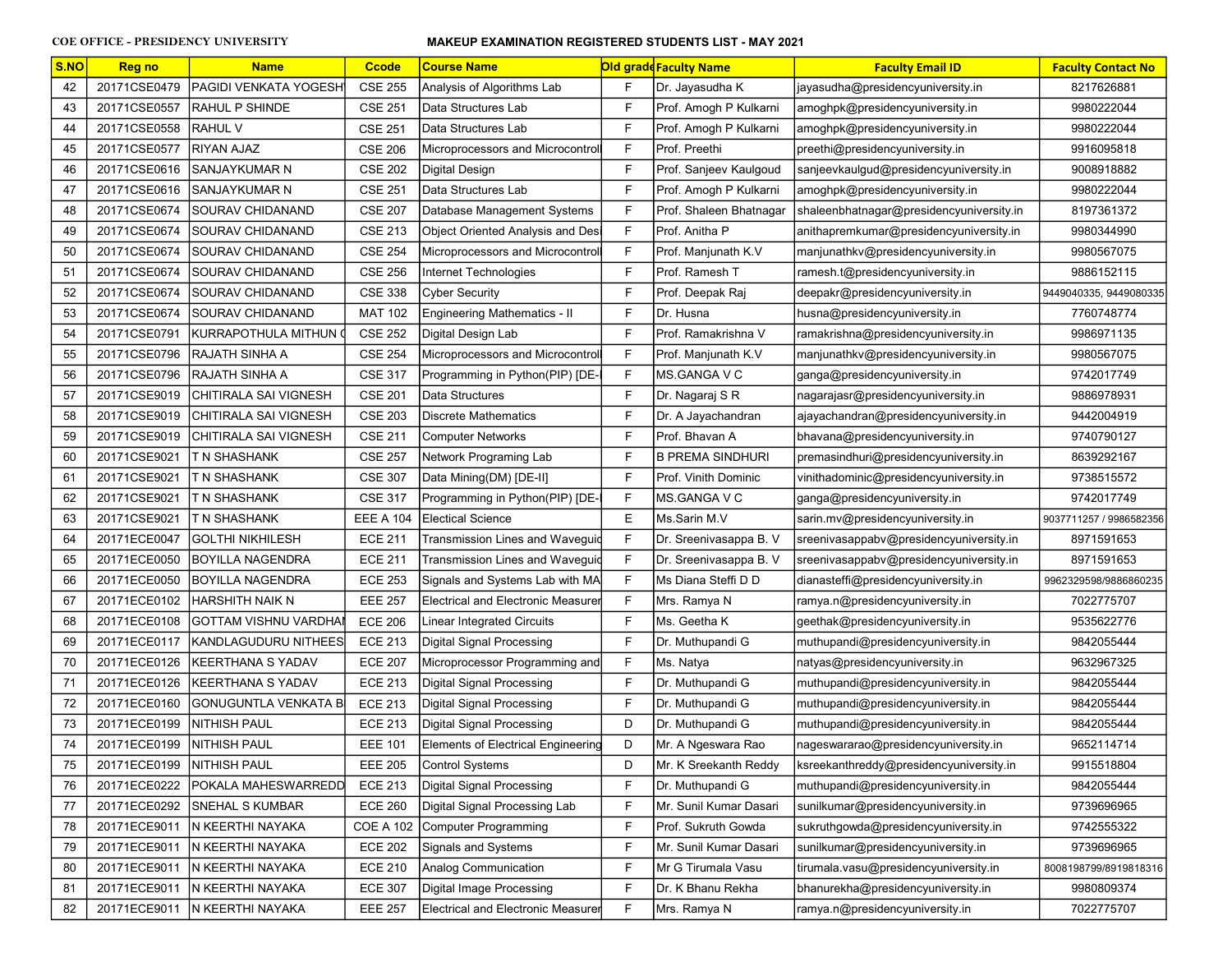COE OFFICE - PRESIDENCY UNIVERSITY

**MAKEUP EXAMINATION REGISTERED STUDENTS LIST - MAY 2021**

| S.NO | Reg no | Name | Ccode | Course Name | Old grade | Faculty Name | Faculty Email ID | Faculty Contact No |
|---|---|---|---|---|---|---|---|---|
| 42 | 20171CSE0479 | PAGIDI VENKATA YOGESH | CSE 255 | Analysis of Algorithms Lab | F | Dr. Jayasudha K | jayasudha@presidencyuniversity.in | 8217626881 |
| 43 | 20171CSE0557 | RAHUL P SHINDE | CSE 251 | Data Structures Lab | F | Prof. Amogh P Kulkarni | amoghpk@presidencyuniversity.in | 9980222044 |
| 44 | 20171CSE0558 | RAHUL V | CSE 251 | Data Structures Lab | F | Prof. Amogh P Kulkarni | amoghpk@presidencyuniversity.in | 9980222044 |
| 45 | 20171CSE0577 | RIYAN AJAZ | CSE 206 | Microprocessors and Microcontrol | F | Prof. Preethi | preethi@presidencyuniversity.in | 9916095818 |
| 46 | 20171CSE0616 | SANJAYKUMAR N | CSE 202 | Digital Design | F | Prof. Sanjeev Kaulgoud | sanjeevkaulgud@presidencyuniversity.in | 9008918882 |
| 47 | 20171CSE0616 | SANJAYKUMAR N | CSE 251 | Data Structures Lab | F | Prof. Amogh P Kulkarni | amoghpk@presidencyuniversity.in | 9980222044 |
| 48 | 20171CSE0674 | SOURAV CHIDANAND | CSE 207 | Database Management Systems | F | Prof. Shaleen Bhatnagar | shaleenbhatnagar@presidencyuniversity.in | 8197361372 |
| 49 | 20171CSE0674 | SOURAV CHIDANAND | CSE 213 | Object Oriented Analysis and Des | F | Prof. Anitha P | anithapremkumar@presidencyuniversity.in | 9980344990 |
| 50 | 20171CSE0674 | SOURAV CHIDANAND | CSE 254 | Microprocessors and Microcontrol | F | Prof. Manjunath K.V | manjunathkv@presidencyuniversity.in | 9980567075 |
| 51 | 20171CSE0674 | SOURAV CHIDANAND | CSE 256 | Internet Technologies | F | Prof. Ramesh T | ramesh.t@presidencyuniversity.in | 9886152115 |
| 52 | 20171CSE0674 | SOURAV CHIDANAND | CSE 338 | Cyber Security | F | Prof. Deepak Raj | deepakr@presidencyuniversity.in | 9449040335, 9449080335 |
| 53 | 20171CSE0674 | SOURAV CHIDANAND | MAT 102 | Engineering Mathematics - II | F | Dr. Husna | husna@presidencyuniversity.in | 7760748774 |
| 54 | 20171CSE0791 | KURRAPOTHULA MITHUN C | CSE 252 | Digital Design Lab | F | Prof. Ramakrishna V | ramakrishna@presidencyuniversity.in | 9986971135 |
| 55 | 20171CSE0796 | RAJATH SINHA A | CSE 254 | Microprocessors and Microcontrol | F | Prof. Manjunath K.V | manjunathkv@presidencyuniversity.in | 9980567075 |
| 56 | 20171CSE0796 | RAJATH SINHA A | CSE 317 | Programming in Python(PIP) [DE- | F | MS.GANGA V C | ganga@presidencyuniversity.in | 9742017749 |
| 57 | 20171CSE9019 | CHITIRALA SAI VIGNESH | CSE 201 | Data Structures | F | Dr. Nagaraj S R | nagarajasr@presidencyuniversity.in | 9886978931 |
| 58 | 20171CSE9019 | CHITIRALA SAI VIGNESH | CSE 203 | Discrete Mathematics | F | Dr. A Jayachandran | ajayachandran@presidencyuniversity.in | 9442004919 |
| 59 | 20171CSE9019 | CHITIRALA SAI VIGNESH | CSE 211 | Computer Networks | F | Prof. Bhavan A | bhavana@presidencyuniversity.in | 9740790127 |
| 60 | 20171CSE9021 | T N SHASHANK | CSE 257 | Network Programing Lab | F | B PREMA SINDHURI | premasindhuri@presidencyuniversity.in | 8639292167 |
| 61 | 20171CSE9021 | T N SHASHANK | CSE 307 | Data Mining(DM) [DE-II] | F | Prof. Vinith Dominic | vinithadominic@presidencyuniversity.in | 9738515572 |
| 62 | 20171CSE9021 | T N SHASHANK | CSE 317 | Programming in Python(PIP) [DE- | F | MS.GANGA V C | ganga@presidencyuniversity.in | 9742017749 |
| 63 | 20171CSE9021 | T N SHASHANK | EEE A 104 | Electical Science | E | Ms.Sarin M.V | sarin.mv@presidencyuniversity.in | 9037711257 / 9986582356 |
| 64 | 20171ECE0047 | GOLTHI NIKHILESH | ECE 211 | Transmission Lines and Waveguid | F | Dr. Sreenivasappa B. V | sreenivasappabv@presidencyuniversity.in | 8971591653 |
| 65 | 20171ECE0050 | BOYILLA NAGENDRA | ECE 211 | Transmission Lines and Waveguid | F | Dr. Sreenivasappa B. V | sreenivasappabv@presidencyuniversity.in | 8971591653 |
| 66 | 20171ECE0050 | BOYILLA NAGENDRA | ECE 253 | Signals and Systems Lab with MA | F | Ms Diana Steffi D D | dianasteffi@presidencyuniversity.in | 9962329598/9886860235 |
| 67 | 20171ECE0102 | HARSHITH NAIK N | EEE 257 | Electrical and Electronic Measurer | F | Mrs. Ramya N | ramya.n@presidencyuniversity.in | 7022775707 |
| 68 | 20171ECE0108 | GOTTAM VISHNU VARDHAI | ECE 206 | Linear Integrated Circuits | F | Ms. Geetha K | geethak@presidencyuniversity.in | 9535622776 |
| 69 | 20171ECE0117 | KANDLAGUDURU NITHEES | ECE 213 | Digital Signal Processing | F | Dr. Muthupandi G | muthupandi@presidencyuniversity.in | 9842055444 |
| 70 | 20171ECE0126 | KEERTHANA S YADAV | ECE 207 | Microprocessor Programming and | F | Ms. Natya | natyas@presidencyuniversity.in | 9632967325 |
| 71 | 20171ECE0126 | KEERTHANA S YADAV | ECE 213 | Digital Signal Processing | F | Dr. Muthupandi G | muthupandi@presidencyuniversity.in | 9842055444 |
| 72 | 20171ECE0160 | GONUGUNTLA VENKATA B | ECE 213 | Digital Signal Processing | F | Dr. Muthupandi G | muthupandi@presidencyuniversity.in | 9842055444 |
| 73 | 20171ECE0199 | NITHISH PAUL | ECE 213 | Digital Signal Processing | D | Dr. Muthupandi G | muthupandi@presidencyuniversity.in | 9842055444 |
| 74 | 20171ECE0199 | NITHISH PAUL | EEE 101 | Elements of Electrical Engineering | D | Mr. A Ngeswara Rao | nagesweararao@presidencyuniversity.in | 9652114714 |
| 75 | 20171ECE0199 | NITHISH PAUL | EEE 205 | Control Systems | D | Mr. K Sreekanth Reddy | ksreekanthreddy@presidencyuniversity.in | 9915518804 |
| 76 | 20171ECE0222 | POKALA MAHESWARREDD | ECE 213 | Digital Signal Processing | F | Dr. Muthupandi G | muthupandi@presidencyuniversity.in | 9842055444 |
| 77 | 20171ECE0292 | SNEHAL S KUMBAR | ECE 260 | Digital Signal Processing Lab | F | Mr. Sunil Kumar Dasari | sunilkumar@presidencyuniversity.in | 9739696965 |
| 78 | 20171ECE9011 | N KEERTHI NAYAKA | COE A 102 | Computer Programming | F | Prof. Sukruth Gowda | sukruthgowda@presidencyuniversity.in | 9742555322 |
| 79 | 20171ECE9011 | N KEERTHI NAYAKA | ECE 202 | Signals and Systems | F | Mr. Sunil Kumar Dasari | sunilkumar@presidencyuniversity.in | 9739696965 |
| 80 | 20171ECE9011 | N KEERTHI NAYAKA | ECE 210 | Analog Communication | F | Mr G Tirumala Vasu | tirumala.vasu@presidencyuniversity.in | 8008198799/8919818316 |
| 81 | 20171ECE9011 | N KEERTHI NAYAKA | ECE 307 | Digital Image Processing | F | Dr. K Bhanu Rekha | bhanurekha@presidencyuniversity.in | 9980809374 |
| 82 | 20171ECE9011 | N KEERTHI NAYAKA | EEE 257 | Electrical and Electronic Measurer | F | Mrs. Ramya N | ramya.n@presidencyuniversity.in | 7022775707 |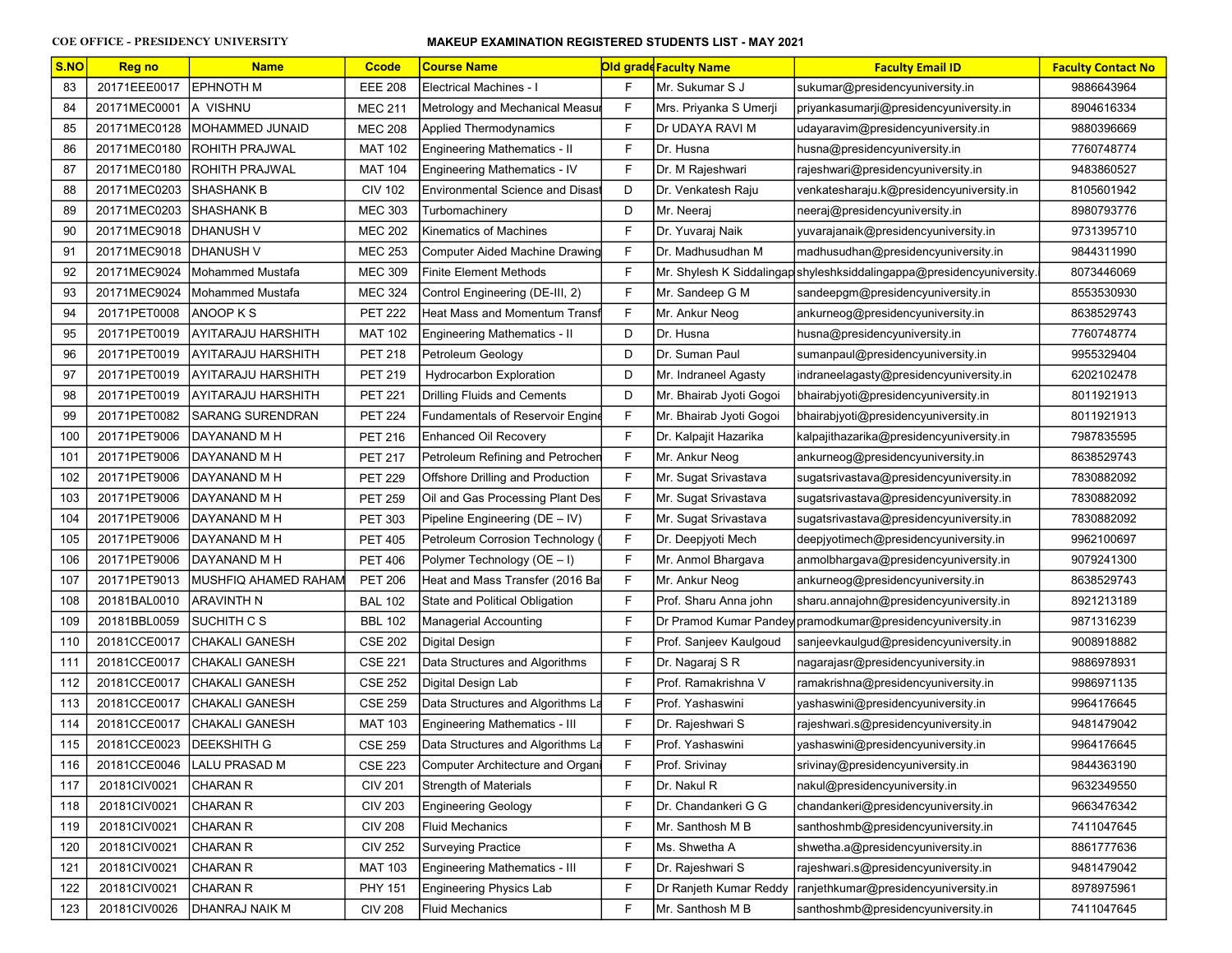COE OFFICE - PRESIDENCY UNIVERSITY

**MAKEUP EXAMINATION REGISTERED STUDENTS LIST - MAY 2021**

| S.NO | Reg no | Name | Ccode | Course Name | Old grade | Faculty Name | Faculty Email ID | Faculty Contact No |
|---|---|---|---|---|---|---|---|---|
| 83 | 20171EEE0017 | EPHNOTH M | EEE 208 | Electrical Machines - I | F | Mr. Sukumar S J | sukumar@presidencyuniversity.in | 9886643964 |
| 84 | 20171MEC0001 | A VISHNU | MEC 211 | Metrology and Mechanical Measur | F | Mrs. Priyanka S Umerji | priyankasumarji@presidencyuniversity.in | 8904616334 |
| 85 | 20171MEC0128 | MOHAMMED JUNAID | MEC 208 | Applied Thermodynamics | F | Dr UDAYA RAVI M | udayaravim@presidencyuniversity.in | 9880396669 |
| 86 | 20171MEC0180 | ROHITH PRAJWAL | MAT 102 | Engineering Mathematics - II | F | Dr. Husna | husna@presidencyuniversity.in | 7760748774 |
| 87 | 20171MEC0180 | ROHITH PRAJWAL | MAT 104 | Engineering Mathematics - IV | F | Dr. M Rajeshwari | rajeshwari@presidencyuniversity.in | 9483860527 |
| 88 | 20171MEC0203 | SHASHANK B | CIV 102 | Environmental Science and Disast | D | Dr. Venkatesh Raju | venkatesharaju.k@presidencyuniversity.in | 8105601942 |
| 89 | 20171MEC0203 | SHASHANK B | MEC 303 | Turbomachinery | D | Mr. Neeraj | neeraj@presidencyuniversity.in | 8980793776 |
| 90 | 20171MEC9018 | DHANUSH V | MEC 202 | Kinematics of Machines | F | Dr. Yuvaraj Naik | yuvarajanaik@presidencyuniversity.in | 9731395710 |
| 91 | 20171MEC9018 | DHANUSH V | MEC 253 | Computer Aided Machine Drawing | F | Dr. Madhusudhan M | madhusudhan@presidencyuniversity.in | 9844311990 |
| 92 | 20171MEC9024 | Mohammed Mustafa | MEC 309 | Finite Element Methods | F | Mr. Shylesh K Siddalingap | shyleshksiddalingappa@presidencyuniversity. | 8073446069 |
| 93 | 20171MEC9024 | Mohammed Mustafa | MEC 324 | Control Engineering (DE-III, 2) | F | Mr. Sandeep G M | sandeepgm@presidencyuniversity.in | 8553530930 |
| 94 | 20171PET0008 | ANOOP K S | PET 222 | Heat Mass and Momentum Transf | F | Mr. Ankur Neog | ankurneog@presidencyuniversity.in | 8638529743 |
| 95 | 20171PET0019 | AYITARAJU HARSHITH | MAT 102 | Engineering Mathematics - II | D | Dr. Husna | husna@presidencyuniversity.in | 7760748774 |
| 96 | 20171PET0019 | AYITARAJU HARSHITH | PET 218 | Petroleum Geology | D | Dr. Suman Paul | sumanpaul@presidencyuniversity.in | 9955329404 |
| 97 | 20171PET0019 | AYITARAJU HARSHITH | PET 219 | Hydrocarbon Exploration | D | Mr. Indraneel Agasty | indraneelagasty@presidencyuniversity.in | 6202102478 |
| 98 | 20171PET0019 | AYITARAJU HARSHITH | PET 221 | Drilling Fluids and Cements | D | Mr. Bhairab Jyoti Gogoi | bhairabjyoti@presidencyuniversity.in | 8011921913 |
| 99 | 20171PET0082 | SARANG SURENDRAN | PET 224 | Fundamentals of Reservoir Engine | F | Mr. Bhairab Jyoti Gogoi | bhairabjyoti@presidencyuniversity.in | 8011921913 |
| 100 | 20171PET9006 | DAYANAND M H | PET 216 | Enhanced Oil Recovery | F | Dr. Kalpajit Hazarika | kalpajithazarika@presidencyuniversity.in | 7987835595 |
| 101 | 20171PET9006 | DAYANAND M H | PET 217 | Petroleum Refining and Petrochen | F | Mr. Ankur Neog | ankurneog@presidencyuniversity.in | 8638529743 |
| 102 | 20171PET9006 | DAYANAND M H | PET 229 | Offshore Drilling and Production | F | Mr. Sugat Srivastava | sugatsrivastava@presidencyuniversity.in | 7830882092 |
| 103 | 20171PET9006 | DAYANAND M H | PET 259 | Oil and Gas Processing Plant Des | F | Mr. Sugat Srivastava | sugatsrivastava@presidencyuniversity.in | 7830882092 |
| 104 | 20171PET9006 | DAYANAND M H | PET 303 | Pipeline Engineering (DE – IV) | F | Mr. Sugat Srivastava | sugatsrivastava@presidencyuniversity.in | 7830882092 |
| 105 | 20171PET9006 | DAYANAND M H | PET 405 | Petroleum Corrosion Technology ( | F | Dr. Deepjyoti Mech | deepjyotimech@presidencyuniversity.in | 9962100697 |
| 106 | 20171PET9006 | DAYANAND M H | PET 406 | Polymer Technology (OE – I) | F | Mr. Anmol Bhargava | anmolbhargava@presidencyuniversity.in | 9079241300 |
| 107 | 20171PET9013 | MUSHFIQ AHAMED RAHAM | PET 206 | Heat and Mass Transfer (2016 Ba | F | Mr. Ankur Neog | ankurneog@presidencyuniversity.in | 8638529743 |
| 108 | 20181BAL0010 | ARAVINTH N | BAL 102 | State and Political Obligation | F | Prof. Sharu Anna john | sharu.annajohn@presidencyuniversity.in | 8921213189 |
| 109 | 20181BBL0059 | SUCHITH C S | BBL 102 | Managerial Accounting | F | Dr Pramod Kumar Pandey | pramodkumar@presidencyuniversity.in | 9871316239 |
| 110 | 20181CCE0017 | CHAKALI GANESH | CSE 202 | Digital Design | F | Prof. Sanjeev Kaulgoud | sanjeevkaulgud@presidencyuniversity.in | 9008918882 |
| 111 | 20181CCE0017 | CHAKALI GANESH | CSE 221 | Data Structures and Algorithms | F | Dr. Nagaraj S R | nagarajasr@presidencyuniversity.in | 9886978931 |
| 112 | 20181CCE0017 | CHAKALI GANESH | CSE 252 | Digital Design Lab | F | Prof. Ramakrishna V | ramakrishna@presidencyuniversity.in | 9986971135 |
| 113 | 20181CCE0017 | CHAKALI GANESH | CSE 259 | Data Structures and Algorithms La | F | Prof. Yashaswini | yashaswini@presidencyuniversity.in | 9964176645 |
| 114 | 20181CCE0017 | CHAKALI GANESH | MAT 103 | Engineering Mathematics - III | F | Dr. Rajeshwari S | rajeshwari.s@presidencyuniversity.in | 9481479042 |
| 115 | 20181CCE0023 | DEEKSHITH G | CSE 259 | Data Structures and Algorithms La | F | Prof. Yashaswini | yashaswini@presidencyuniversity.in | 9964176645 |
| 116 | 20181CCE0046 | LALU PRASAD M | CSE 223 | Computer Architecture and Organi | F | Prof. Srivinay | srivinay@presidencyuniversity.in | 9844363190 |
| 117 | 20181CIV0021 | CHARAN R | CIV 201 | Strength of Materials | F | Dr. Nakul R | nakul@presidencyuniversity.in | 9632349550 |
| 118 | 20181CIV0021 | CHARAN R | CIV 203 | Engineering Geology | F | Dr. Chandankeri G G | chandankeri@presidencyuniversity.in | 9663476342 |
| 119 | 20181CIV0021 | CHARAN R | CIV 208 | Fluid Mechanics | F | Mr. Santhosh M B | santhoshmb@presidencyuniversity.in | 7411047645 |
| 120 | 20181CIV0021 | CHARAN R | CIV 252 | Surveying Practice | F | Ms. Shwetha A | shwetha.a@presidencyuniversity.in | 8861777636 |
| 121 | 20181CIV0021 | CHARAN R | MAT 103 | Engineering Mathematics - III | F | Dr. Rajeshwari S | rajeshwari.s@presidencyuniversity.in | 9481479042 |
| 122 | 20181CIV0021 | CHARAN R | PHY 151 | Engineering Physics Lab | F | Dr Ranjeth Kumar Reddy | ranjethkumar@presidencyuniversity.in | 8978975961 |
| 123 | 20181CIV0026 | DHANRAJ NAIK M | CIV 208 | Fluid Mechanics | F | Mr. Santhosh M B | santhoshmb@presidencyuniversity.in | 7411047645 |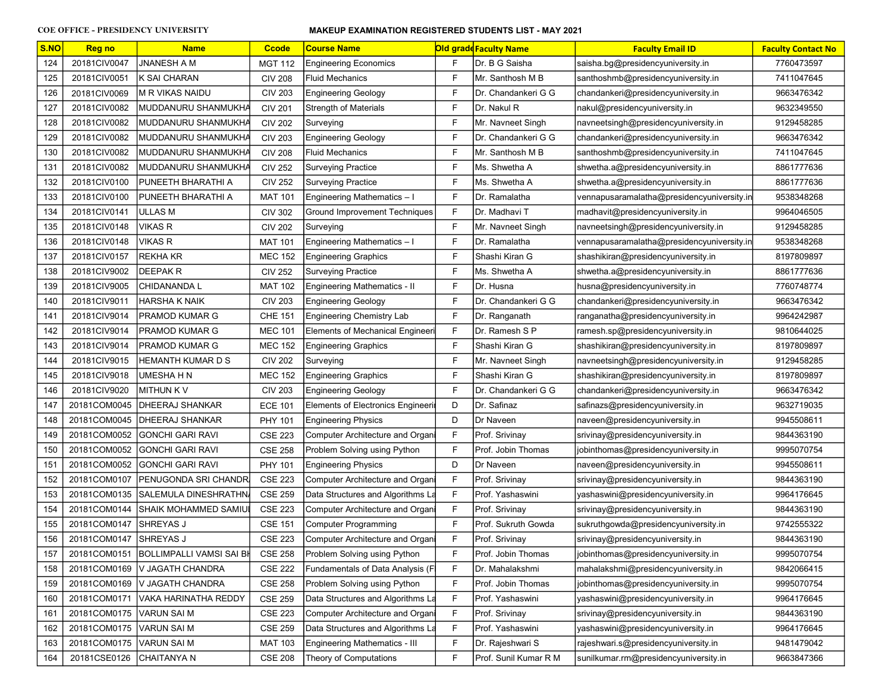COE OFFICE - PRESIDENCY UNIVERSITY

**MAKEUP EXAMINATION REGISTERED STUDENTS LIST - MAY 2021**

| S.NO | Reg no | Name | Ccode | Course Name | Old grade | Faculty Name | Faculty Email ID | Faculty Contact No |
|---|---|---|---|---|---|---|---|---|
| 124 | 20181CIV0047 | JNANESH A M | MGT 112 | Engineering Economics | F | Dr. B G Saisha | saisha.bg@presidencyuniversity.in | 7760473597 |
| 125 | 20181CIV0051 | K SAI CHARAN | CIV 208 | Fluid Mechanics | F | Mr. Santhosh M B | santhoshmb@presidencyuniversity.in | 7411047645 |
| 126 | 20181CIV0069 | M R VIKAS NAIDU | CIV 203 | Engineering Geology | F | Dr. Chandankeri G G | chandankeri@presidencyuniversity.in | 9663476342 |
| 127 | 20181CIV0082 | MUDDANURU SHANMUKHA | CIV 201 | Strength of Materials | F | Dr. Nakul R | nakul@presidencyuniversity.in | 9632349550 |
| 128 | 20181CIV0082 | MUDDANURU SHANMUKHA | CIV 202 | Surveying | F | Mr. Navneet Singh | navneetsingh@presidencyuniversity.in | 9129458285 |
| 129 | 20181CIV0082 | MUDDANURU SHANMUKHA | CIV 203 | Engineering Geology | F | Dr. Chandankeri G G | chandankeri@presidencyuniversity.in | 9663476342 |
| 130 | 20181CIV0082 | MUDDANURU SHANMUKHA | CIV 208 | Fluid Mechanics | F | Mr. Santhosh M B | santhoshmb@presidencyuniversity.in | 7411047645 |
| 131 | 20181CIV0082 | MUDDANURU SHANMUKHA | CIV 252 | Surveying Practice | F | Ms. Shwetha A | shwetha.a@presidencyuniversity.in | 8861777636 |
| 132 | 20181CIV0100 | PUNEETH BHARATHI A | CIV 252 | Surveying Practice | F | Ms. Shwetha A | shwetha.a@presidencyuniversity.in | 8861777636 |
| 133 | 20181CIV0100 | PUNEETH BHARATHI A | MAT 101 | Engineering Mathematics – I | F | Dr. Ramalatha | vennapusaramalatha@presidencyuniversity.in | 9538348268 |
| 134 | 20181CIV0141 | ULLAS M | CIV 302 | Ground Improvement Techniques | F | Dr. Madhavi T | madhavit@presidencyuniversity.in | 9964046505 |
| 135 | 20181CIV0148 | VIKAS R | CIV 202 | Surveying | F | Mr. Navneet Singh | navneetsingh@presidencyuniversity.in | 9129458285 |
| 136 | 20181CIV0148 | VIKAS R | MAT 101 | Engineering Mathematics – I | F | Dr. Ramalatha | vennapusaramalatha@presidencyuniversity.in | 9538348268 |
| 137 | 20181CIV0157 | REKHA KR | MEC 152 | Engineering Graphics | F | Shashi Kiran G | shashikiran@presidencyuniversity.in | 8197809897 |
| 138 | 20181CIV9002 | DEEPAK R | CIV 252 | Surveying Practice | F | Ms. Shwetha A | shwetha.a@presidencyuniversity.in | 8861777636 |
| 139 | 20181CIV9005 | CHIDANANDA L | MAT 102 | Engineering Mathematics - II | F | Dr. Husna | husna@presidencyuniversity.in | 7760748774 |
| 140 | 20181CIV9011 | HARSHA K NAIK | CIV 203 | Engineering Geology | F | Dr. Chandankeri G G | chandankeri@presidencyuniversity.in | 9663476342 |
| 141 | 20181CIV9014 | PRAMOD KUMAR G | CHE 151 | Engineering Chemistry Lab | F | Dr. Ranganath | ranganatha@presidencyuniversity.in | 9964242987 |
| 142 | 20181CIV9014 | PRAMOD KUMAR G | MEC 101 | Elements of Mechanical Engineeri | F | Dr. Ramesh S P | ramesh.sp@presidencyuniversity.in | 9810644025 |
| 143 | 20181CIV9014 | PRAMOD KUMAR G | MEC 152 | Engineering Graphics | F | Shashi Kiran G | shashikiran@presidencyuniversity.in | 8197809897 |
| 144 | 20181CIV9015 | HEMANTH KUMAR D S | CIV 202 | Surveying | F | Mr. Navneet Singh | navneetsingh@presidencyuniversity.in | 9129458285 |
| 145 | 20181CIV9018 | UMESHA H N | MEC 152 | Engineering Graphics | F | Shashi Kiran G | shashikiran@presidencyuniversity.in | 8197809897 |
| 146 | 20181CIV9020 | MITHUN K V | CIV 203 | Engineering Geology | F | Dr. Chandankeri G G | chandankeri@presidencyuniversity.in | 9663476342 |
| 147 | 20181COM0045 | DHEERAJ SHANKAR | ECE 101 | Elements of Electronics Engineeri | D | Dr. Safinaz | safinazs@presidencyuniversity.in | 9632719035 |
| 148 | 20181COM0045 | DHEERAJ SHANKAR | PHY 101 | Engineering Physics | D | Dr Naveen | naveen@presidencyuniversity.in | 9945508611 |
| 149 | 20181COM0052 | GONCHI GARI RAVI | CSE 223 | Computer Architecture and Organi | F | Prof. Srivinay | srivinay@presidencyuniversity.in | 9844363190 |
| 150 | 20181COM0052 | GONCHI GARI RAVI | CSE 258 | Problem Solving using Python | F | Prof. Jobin Thomas | jobinthomas@presidencyuniversity.in | 9995070754 |
| 151 | 20181COM0052 | GONCHI GARI RAVI | PHY 101 | Engineering Physics | D | Dr Naveen | naveen@presidencyuniversity.in | 9945508611 |
| 152 | 20181COM0107 | PENUGONDA SRI CHANDR | CSE 223 | Computer Architecture and Organi | F | Prof. Srivinay | srivinay@presidencyuniversity.in | 9844363190 |
| 153 | 20181COM0135 | SALEMULA DINESHRATHN | CSE 259 | Data Structures and Algorithms La | F | Prof. Yashaswini | yashaswini@presidencyuniversity.in | 9964176645 |
| 154 | 20181COM0144 | SHAIK MOHAMMED SAMIU | CSE 223 | Computer Architecture and Organi | F | Prof. Srivinay | srivinay@presidencyuniversity.in | 9844363190 |
| 155 | 20181COM0147 | SHREYAS J | CSE 151 | Computer Programming | F | Prof. Sukruth Gowda | sukruthgowda@presidencyuniversity.in | 9742555322 |
| 156 | 20181COM0147 | SHREYAS J | CSE 223 | Computer Architecture and Organi | F | Prof. Srivinay | srivinay@presidencyuniversity.in | 9844363190 |
| 157 | 20181COM0151 | BOLLIMPALLI VAMSI SAI B | CSE 258 | Problem Solving using Python | F | Prof. Jobin Thomas | jobinthomas@presidencyuniversity.in | 9995070754 |
| 158 | 20181COM0169 | V JAGATH CHANDRA | CSE 222 | Fundamentals of Data Analysis (F | F | Dr. Mahalakshmi | mahalakshmi@presidencyuniversity.in | 9842066415 |
| 159 | 20181COM0169 | V JAGATH CHANDRA | CSE 258 | Problem Solving using Python | F | Prof. Jobin Thomas | jobinthomas@presidencyuniversity.in | 9995070754 |
| 160 | 20181COM0171 | VAKA HARINATHA REDDY | CSE 259 | Data Structures and Algorithms La | F | Prof. Yashaswini | yashaswini@presidencyuniversity.in | 9964176645 |
| 161 | 20181COM0175 | VARUN SAI M | CSE 223 | Computer Architecture and Organi | F | Prof. Srivinay | srivinay@presidencyuniversity.in | 9844363190 |
| 162 | 20181COM0175 | VARUN SAI M | CSE 259 | Data Structures and Algorithms La | F | Prof. Yashaswini | yashaswini@presidencyuniversity.in | 9964176645 |
| 163 | 20181COM0175 | VARUN SAI M | MAT 103 | Engineering Mathematics - III | F | Dr. Rajeshwari S | rajeshwari.s@presidencyuniversity.in | 9481479042 |
| 164 | 20181CSE0126 | CHAITANYA N | CSE 208 | Theory of Computations | F | Prof. Sunil Kumar R M | sunilkumar.rm@presidencyuniversity.in | 9663847366 |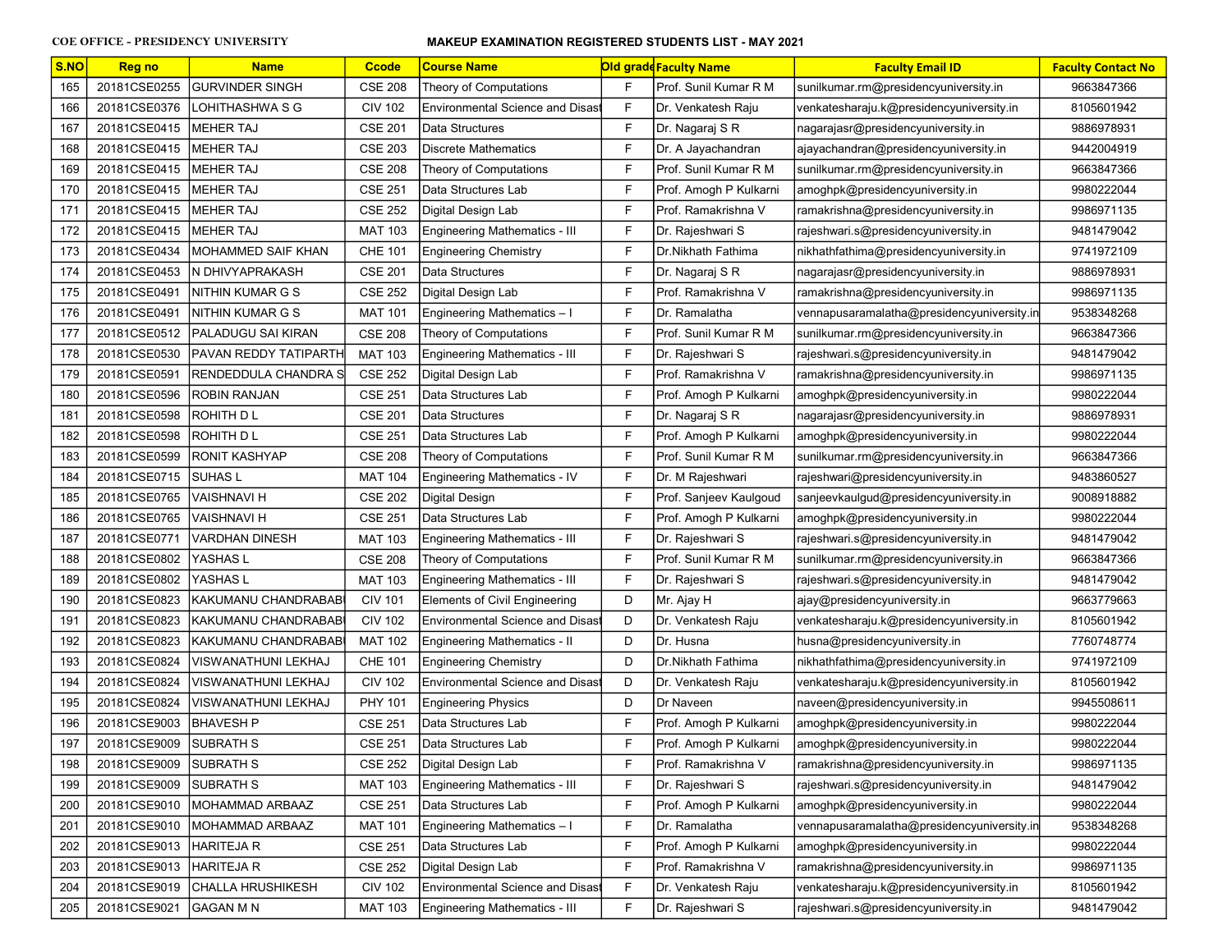COE OFFICE - PRESIDENCY UNIVERSITY

**MAKEUP EXAMINATION REGISTERED STUDENTS LIST - MAY 2021**

| S.NO | Reg no | Name | Ccode | Course Name | Old grade | Faculty Name | Faculty Email ID | Faculty Contact No |
|---|---|---|---|---|---|---|---|---|
| 165 | 20181CSE0255 | GURVINDER SINGH | CSE 208 | Theory of Computations | F | Prof. Sunil Kumar R M | sunilkumar.rm@presidencyuniversity.in | 9663847366 |
| 166 | 20181CSE0376 | LOHITHASHWA S G | CIV 102 | Environmental Science and Disast | F | Dr. Venkatesh Raju | venkatesharaju.k@presidencyuniversity.in | 8105601942 |
| 167 | 20181CSE0415 | MEHER TAJ | CSE 201 | Data Structures | F | Dr. Nagaraj S R | nagarajasr@presidencyuniversity.in | 9886978931 |
| 168 | 20181CSE0415 | MEHER TAJ | CSE 203 | Discrete Mathematics | F | Dr. A Jayachandran | ajayachandran@presidencyuniversity.in | 9442004919 |
| 169 | 20181CSE0415 | MEHER TAJ | CSE 208 | Theory of Computations | F | Prof. Sunil Kumar R M | sunilkumar.rm@presidencyuniversity.in | 9663847366 |
| 170 | 20181CSE0415 | MEHER TAJ | CSE 251 | Data Structures Lab | F | Prof. Amogh P Kulkarni | amoghpk@presidencyuniversity.in | 9980222044 |
| 171 | 20181CSE0415 | MEHER TAJ | CSE 252 | Digital Design Lab | F | Prof. Ramakrishna V | ramakrishna@presidencyuniversity.in | 9986971135 |
| 172 | 20181CSE0415 | MEHER TAJ | MAT 103 | Engineering Mathematics - III | F | Dr. Rajeshwari S | rajeshwari.s@presidencyuniversity.in | 9481479042 |
| 173 | 20181CSE0434 | MOHAMMED SAIF KHAN | CHE 101 | Engineering Chemistry | F | Dr.Nikhath Fathima | nikhathfathima@presidencyuniversity.in | 9741972109 |
| 174 | 20181CSE0453 | N DHIVYAPRAKASH | CSE 201 | Data Structures | F | Dr. Nagaraj S R | nagarajasr@presidencyuniversity.in | 9886978931 |
| 175 | 20181CSE0491 | NITHIN KUMAR G S | CSE 252 | Digital Design Lab | F | Prof. Ramakrishna V | ramakrishna@presidencyuniversity.in | 9986971135 |
| 176 | 20181CSE0491 | NITHIN KUMAR G S | MAT 101 | Engineering Mathematics – I | F | Dr. Ramalatha | vennapusaramalatha@presidencyuniversity.in | 9538348268 |
| 177 | 20181CSE0512 | PALADUGU SAI KIRAN | CSE 208 | Theory of Computations | F | Prof. Sunil Kumar R M | sunilkumar.rm@presidencyuniversity.in | 9663847366 |
| 178 | 20181CSE0530 | PAVAN REDDY TATIPARTH | MAT 103 | Engineering Mathematics - III | F | Dr. Rajeshwari S | rajeshwari.s@presidencyuniversity.in | 9481479042 |
| 179 | 20181CSE0591 | RENDEDDULA CHANDRA S | CSE 252 | Digital Design Lab | F | Prof. Ramakrishna V | ramakrishna@presidencyuniversity.in | 9986971135 |
| 180 | 20181CSE0596 | ROBIN RANJAN | CSE 251 | Data Structures Lab | F | Prof. Amogh P Kulkarni | amoghpk@presidencyuniversity.in | 9980222044 |
| 181 | 20181CSE0598 | ROHITH D L | CSE 201 | Data Structures | F | Dr. Nagaraj S R | nagarajasr@presidencyuniversity.in | 9886978931 |
| 182 | 20181CSE0598 | ROHITH D L | CSE 251 | Data Structures Lab | F | Prof. Amogh P Kulkarni | amoghpk@presidencyuniversity.in | 9980222044 |
| 183 | 20181CSE0599 | RONIT KASHYAP | CSE 208 | Theory of Computations | F | Prof. Sunil Kumar R M | sunilkumar.rm@presidencyuniversity.in | 9663847366 |
| 184 | 20181CSE0715 | SUHAS L | MAT 104 | Engineering Mathematics - IV | F | Dr. M Rajeshwari | rajeshwari@presidencyuniversity.in | 9483860527 |
| 185 | 20181CSE0765 | VAISHNAVI H | CSE 202 | Digital Design | F | Prof. Sanjeev Kaulgoud | sanjeevkaulgud@presidencyuniversity.in | 9008918882 |
| 186 | 20181CSE0765 | VAISHNAVI H | CSE 251 | Data Structures Lab | F | Prof. Amogh P Kulkarni | amoghpk@presidencyuniversity.in | 9980222044 |
| 187 | 20181CSE0771 | VARDHAN DINESH | MAT 103 | Engineering Mathematics - III | F | Dr. Rajeshwari S | rajeshwari.s@presidencyuniversity.in | 9481479042 |
| 188 | 20181CSE0802 | YASHAS L | CSE 208 | Theory of Computations | F | Prof. Sunil Kumar R M | sunilkumar.rm@presidencyuniversity.in | 9663847366 |
| 189 | 20181CSE0802 | YASHAS L | MAT 103 | Engineering Mathematics - III | F | Dr. Rajeshwari S | rajeshwari.s@presidencyuniversity.in | 9481479042 |
| 190 | 20181CSE0823 | KAKUMANU CHANDRABAB | CIV 101 | Elements of Civil Engineering | D | Mr. Ajay H | ajay@presidencyuniversity.in | 9663779663 |
| 191 | 20181CSE0823 | KAKUMANU CHANDRABAB | CIV 102 | Environmental Science and Disast | D | Dr. Venkatesh Raju | venkatesharaju.k@presidencyuniversity.in | 8105601942 |
| 192 | 20181CSE0823 | KAKUMANU CHANDRABAB | MAT 102 | Engineering Mathematics - II | D | Dr. Husna | husna@presidencyuniversity.in | 7760748774 |
| 193 | 20181CSE0824 | VISWANATHUNI LEKHAJ | CHE 101 | Engineering Chemistry | D | Dr.Nikhath Fathima | nikhathfathima@presidencyuniversity.in | 9741972109 |
| 194 | 20181CSE0824 | VISWANATHUNI LEKHAJ | CIV 102 | Environmental Science and Disast | D | Dr. Venkatesh Raju | venkatesharaju.k@presidencyuniversity.in | 8105601942 |
| 195 | 20181CSE0824 | VISWANATHUNI LEKHAJ | PHY 101 | Engineering Physics | D | Dr Naveen | naveen@presidencyuniversity.in | 9945508611 |
| 196 | 20181CSE9003 | BHAVESH P | CSE 251 | Data Structures Lab | F | Prof. Amogh P Kulkarni | amoghpk@presidencyuniversity.in | 9980222044 |
| 197 | 20181CSE9009 | SUBRATH S | CSE 251 | Data Structures Lab | F | Prof. Amogh P Kulkarni | amoghpk@presidencyuniversity.in | 9980222044 |
| 198 | 20181CSE9009 | SUBRATH S | CSE 252 | Digital Design Lab | F | Prof. Ramakrishna V | ramakrishna@presidencyuniversity.in | 9986971135 |
| 199 | 20181CSE9009 | SUBRATH S | MAT 103 | Engineering Mathematics - III | F | Dr. Rajeshwari S | rajeshwari.s@presidencyuniversity.in | 9481479042 |
| 200 | 20181CSE9010 | MOHAMMAD ARBAAZ | CSE 251 | Data Structures Lab | F | Prof. Amogh P Kulkarni | amoghpk@presidencyuniversity.in | 9980222044 |
| 201 | 20181CSE9010 | MOHAMMAD ARBAAZ | MAT 101 | Engineering Mathematics – I | F | Dr. Ramalatha | vennapusaramalatha@presidencyuniversity.in | 9538348268 |
| 202 | 20181CSE9013 | HARITEJA R | CSE 251 | Data Structures Lab | F | Prof. Amogh P Kulkarni | amoghpk@presidencyuniversity.in | 9980222044 |
| 203 | 20181CSE9013 | HARITEJA R | CSE 252 | Digital Design Lab | F | Prof. Ramakrishna V | ramakrishna@presidencyuniversity.in | 9986971135 |
| 204 | 20181CSE9019 | CHALLA HRUSHIKESH | CIV 102 | Environmental Science and Disast | F | Dr. Venkatesh Raju | venkatesharaju.k@presidencyuniversity.in | 8105601942 |
| 205 | 20181CSE9021 | GAGAN M N | MAT 103 | Engineering Mathematics - III | F | Dr. Rajeshwari S | rajeshwari.s@presidencyuniversity.in | 9481479042 |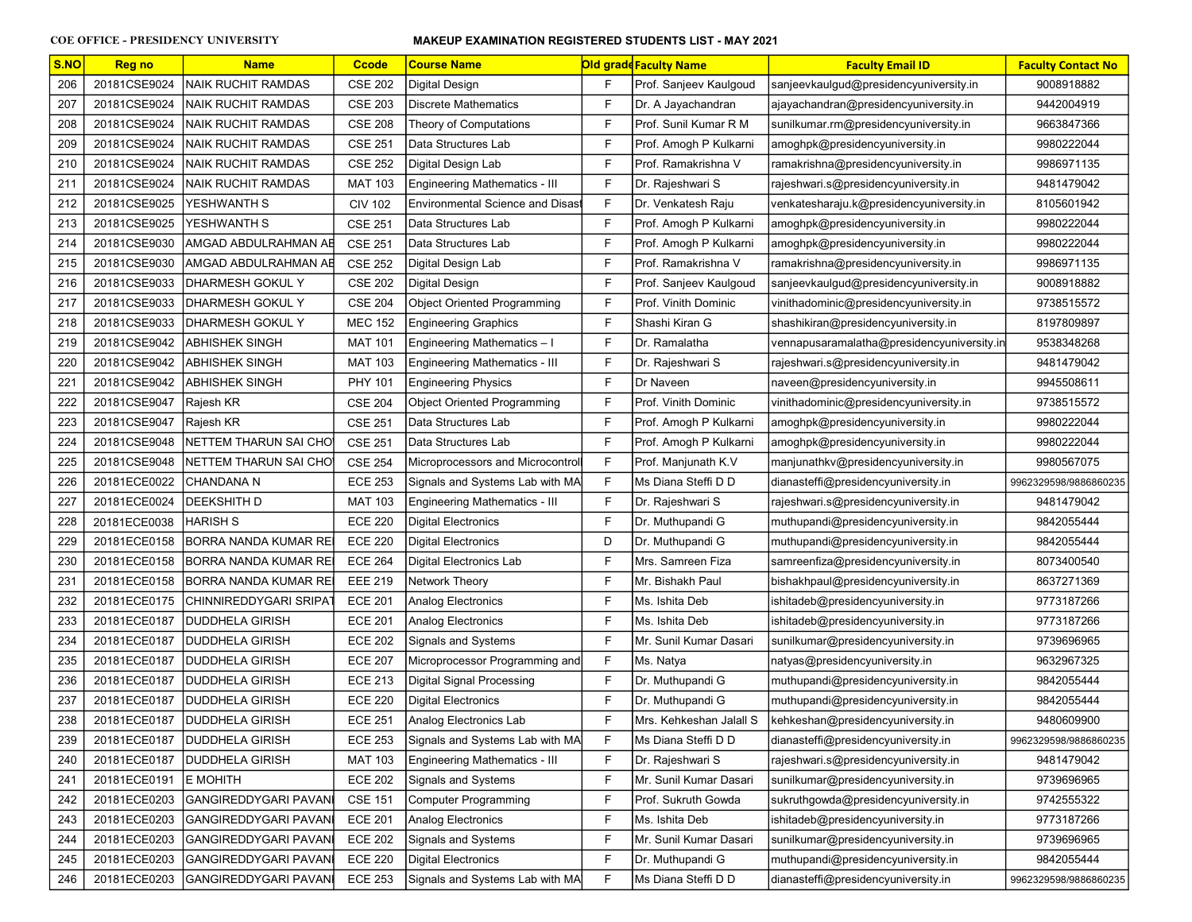COE OFFICE - PRESIDENCY UNIVERSITY

**MAKEUP EXAMINATION REGISTERED STUDENTS LIST - MAY 2021**

| S.NO | Reg no | Name | Ccode | Course Name | Old grade | Faculty Name | Faculty Email ID | Faculty Contact No |
|---|---|---|---|---|---|---|---|---|
| 206 | 20181CSE9024 | NAIK RUCHIT RAMDAS | CSE 202 | Digital Design | F | Prof. Sanjeev Kaulgoud | sanjeevkaulgud@presidencyuniversity.in | 9008918882 |
| 207 | 20181CSE9024 | NAIK RUCHIT RAMDAS | CSE 203 | Discrete Mathematics | F | Dr. A Jayachandran | ajayachandran@presidencyuniversity.in | 9442004919 |
| 208 | 20181CSE9024 | NAIK RUCHIT RAMDAS | CSE 208 | Theory of Computations | F | Prof. Sunil Kumar R M | sunilkumar.rm@presidencyuniversity.in | 9663847366 |
| 209 | 20181CSE9024 | NAIK RUCHIT RAMDAS | CSE 251 | Data Structures Lab | F | Prof. Amogh P Kulkarni | amoghpk@presidencyuniversity.in | 9980222044 |
| 210 | 20181CSE9024 | NAIK RUCHIT RAMDAS | CSE 252 | Digital Design Lab | F | Prof. Ramakrishna V | ramakrishna@presidencyuniversity.in | 9986971135 |
| 211 | 20181CSE9024 | NAIK RUCHIT RAMDAS | MAT 103 | Engineering Mathematics - III | F | Dr. Rajeshwari S | rajeshwari.s@presidencyuniversity.in | 9481479042 |
| 212 | 20181CSE9025 | YESHWANTH S | CIV 102 | Environmental Science and Disast | F | Dr. Venkatesh Raju | venkatesharaju.k@presidencyuniversity.in | 8105601942 |
| 213 | 20181CSE9025 | YESHWANTH S | CSE 251 | Data Structures Lab | F | Prof. Amogh P Kulkarni | amoghpk@presidencyuniversity.in | 9980222044 |
| 214 | 20181CSE9030 | AMGAD ABDULRAHMAN AE | CSE 251 | Data Structures Lab | F | Prof. Amogh P Kulkarni | amoghpk@presidencyuniversity.in | 9980222044 |
| 215 | 20181CSE9030 | AMGAD ABDULRAHMAN AE | CSE 252 | Digital Design Lab | F | Prof. Ramakrishna V | ramakrishna@presidencyuniversity.in | 9986971135 |
| 216 | 20181CSE9033 | DHARMESH GOKUL Y | CSE 202 | Digital Design | F | Prof. Sanjeev Kaulgoud | sanjeevkaulgud@presidencyuniversity.in | 9008918882 |
| 217 | 20181CSE9033 | DHARMESH GOKUL Y | CSE 204 | Object Oriented Programming | F | Prof. Vinith Dominic | vinithadominic@presidencyuniversity.in | 9738515572 |
| 218 | 20181CSE9033 | DHARMESH GOKUL Y | MEC 152 | Engineering Graphics | F | Shashi Kiran G | shashikiran@presidencyuniversity.in | 8197809897 |
| 219 | 20181CSE9042 | ABHISHEK SINGH | MAT 101 | Engineering Mathematics – I | F | Dr. Ramalatha | vennapusaramalatha@presidencyuniversity.in | 9538348268 |
| 220 | 20181CSE9042 | ABHISHEK SINGH | MAT 103 | Engineering Mathematics - III | F | Dr. Rajeshwari S | rajeshwari.s@presidencyuniversity.in | 9481479042 |
| 221 | 20181CSE9042 | ABHISHEK SINGH | PHY 101 | Engineering Physics | F | Dr Naveen | naveen@presidencyuniversity.in | 9945508611 |
| 222 | 20181CSE9047 | Rajesh KR | CSE 204 | Object Oriented Programming | F | Prof. Vinith Dominic | vinithadominic@presidencyuniversity.in | 9738515572 |
| 223 | 20181CSE9047 | Rajesh KR | CSE 251 | Data Structures Lab | F | Prof. Amogh P Kulkarni | amoghpk@presidencyuniversity.in | 9980222044 |
| 224 | 20181CSE9048 | NETTEM THARUN SAI CHO | CSE 251 | Data Structures Lab | F | Prof. Amogh P Kulkarni | amoghpk@presidencyuniversity.in | 9980222044 |
| 225 | 20181CSE9048 | NETTEM THARUN SAI CHO | CSE 254 | Microprocessors and Microcontrol | F | Prof. Manjunath K.V | manjunathkv@presidencyuniversity.in | 9980567075 |
| 226 | 20181ECE0022 | CHANDANA N | ECE 253 | Signals and Systems Lab with MA | F | Ms Diana Steffi D D | dianasteffi@presidencyuniversity.in | 9962329598/9886860235 |
| 227 | 20181ECE0024 | DEEKSHITH D | MAT 103 | Engineering Mathematics - III | F | Dr. Rajeshwari S | rajeshwari.s@presidencyuniversity.in | 9481479042 |
| 228 | 20181ECE0038 | HARISH S | ECE 220 | Digital Electronics | F | Dr. Muthupandi G | muthupandi@presidencyuniversity.in | 9842055444 |
| 229 | 20181ECE0158 | BORRA NANDA KUMAR RE | ECE 220 | Digital Electronics | D | Dr. Muthupandi G | muthupandi@presidencyuniversity.in | 9842055444 |
| 230 | 20181ECE0158 | BORRA NANDA KUMAR RE | ECE 264 | Digital Electronics Lab | F | Mrs. Samreen Fiza | samreenfiza@presidencyuniversity.in | 8073400540 |
| 231 | 20181ECE0158 | BORRA NANDA KUMAR RE | EEE 219 | Network Theory | F | Mr. Bishakh Paul | bishakhpaul@presidencyuniversity.in | 8637271369 |
| 232 | 20181ECE0175 | CHINNIREDDYGARI SRIPAT | ECE 201 | Analog Electronics | F | Ms. Ishita Deb | ishitadeb@presidencyuniversity.in | 9773187266 |
| 233 | 20181ECE0187 | DUDDHELA GIRISH | ECE 201 | Analog Electronics | F | Ms. Ishita Deb | ishitadeb@presidencyuniversity.in | 9773187266 |
| 234 | 20181ECE0187 | DUDDHELA GIRISH | ECE 202 | Signals and Systems | F | Mr. Sunil Kumar Dasari | sunilkumar@presidencyuniversity.in | 9739696965 |
| 235 | 20181ECE0187 | DUDDHELA GIRISH | ECE 207 | Microprocessor Programming and | F | Ms. Natya | natyas@presidencyuniversity.in | 9632967325 |
| 236 | 20181ECE0187 | DUDDHELA GIRISH | ECE 213 | Digital Signal Processing | F | Dr. Muthupandi G | muthupandi@presidencyuniversity.in | 9842055444 |
| 237 | 20181ECE0187 | DUDDHELA GIRISH | ECE 220 | Digital Electronics | F | Dr. Muthupandi G | muthupandi@presidencyuniversity.in | 9842055444 |
| 238 | 20181ECE0187 | DUDDHELA GIRISH | ECE 251 | Analog Electronics Lab | F | Mrs. Kehkeshan Jalall S | kehkeshan@presidencyuniversity.in | 9480609900 |
| 239 | 20181ECE0187 | DUDDHELA GIRISH | ECE 253 | Signals and Systems Lab with MA | F | Ms Diana Steffi D D | dianasteffi@presidencyuniversity.in | 9962329598/9886860235 |
| 240 | 20181ECE0187 | DUDDHELA GIRISH | MAT 103 | Engineering Mathematics - III | F | Dr. Rajeshwari S | rajeshwari.s@presidencyuniversity.in | 9481479042 |
| 241 | 20181ECE0191 | E MOHITH | ECE 202 | Signals and Systems | F | Mr. Sunil Kumar Dasari | sunilkumar@presidencyuniversity.in | 9739696965 |
| 242 | 20181ECE0203 | GANGIREDDYGARI PAVAN | CSE 151 | Computer Programming | F | Prof. Sukruth Gowda | sukruthgowda@presidencyuniversity.in | 9742555322 |
| 243 | 20181ECE0203 | GANGIREDDYGARI PAVAN | ECE 201 | Analog Electronics | F | Ms. Ishita Deb | ishitadeb@presidencyuniversity.in | 9773187266 |
| 244 | 20181ECE0203 | GANGIREDDYGARI PAVAN | ECE 202 | Signals and Systems | F | Mr. Sunil Kumar Dasari | sunilkumar@presidencyuniversity.in | 9739696965 |
| 245 | 20181ECE0203 | GANGIREDDYGARI PAVAN | ECE 220 | Digital Electronics | F | Dr. Muthupandi G | muthupandi@presidencyuniversity.in | 9842055444 |
| 246 | 20181ECE0203 | GANGIREDDYGARI PAVAN | ECE 253 | Signals and Systems Lab with MA | F | Ms Diana Steffi D D | dianasteffi@presidencyuniversity.in | 9962329598/9886860235 |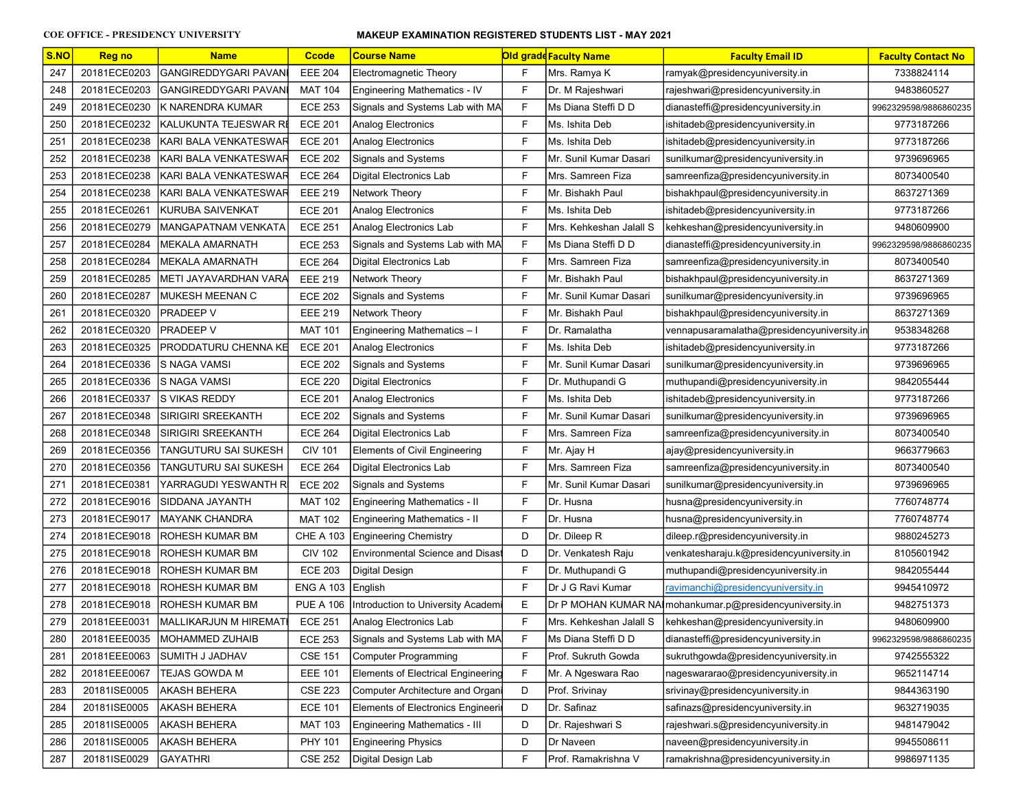COE OFFICE - PRESIDENCY UNIVERSITY

MAKEUP EXAMINATION REGISTERED STUDENTS LIST - MAY 2021

| S.NO | Reg no | Name | Ccode | Course Name | Old grade | Faculty Name | Faculty Email ID | Faculty Contact No |
|---|---|---|---|---|---|---|---|---|
| 247 | 20181ECE0203 | GANGIREDDYGARI PAVANI | EEE 204 | Electromagnetic Theory | F | Mrs. Ramya K | ramyak@presidencyuniversity.in | 7338824114 |
| 248 | 20181ECE0203 | GANGIREDDYGARI PAVANI | MAT 104 | Engineering Mathematics - IV | F | Dr. M Rajeshwari | rajeshwari@presidencyuniversity.in | 9483860527 |
| 249 | 20181ECE0230 | K NARENDRA KUMAR | ECE 253 | Signals and Systems Lab with MA | F | Ms Diana Steffi D D | dianasteffi@presidencyuniversity.in | 9962329598/9886860235 |
| 250 | 20181ECE0232 | KALUKUNTA TEJESWAR RE | ECE 201 | Analog Electronics | F | Ms. Ishita Deb | ishitadeb@presidencyuniversity.in | 9773187266 |
| 251 | 20181ECE0238 | KARI BALA VENKATESWAR | ECE 201 | Analog Electronics | F | Ms. Ishita Deb | ishitadeb@presidencyuniversity.in | 9773187266 |
| 252 | 20181ECE0238 | KARI BALA VENKATESWAR | ECE 202 | Signals and Systems | F | Mr. Sunil Kumar Dasari | sunilkumar@presidencyuniversity.in | 9739696965 |
| 253 | 20181ECE0238 | KARI BALA VENKATESWAR | ECE 264 | Digital Electronics Lab | F | Mrs. Samreen Fiza | samreenfiza@presidencyuniversity.in | 8073400540 |
| 254 | 20181ECE0238 | KARI BALA VENKATESWAR | EEE 219 | Network Theory | F | Mr. Bishakh Paul | bishakhpaul@presidencyuniversity.in | 8637271369 |
| 255 | 20181ECE0261 | KURUBA SAIVENKAT | ECE 201 | Analog Electronics | F | Ms. Ishita Deb | ishitadeb@presidencyuniversity.in | 9773187266 |
| 256 | 20181ECE0279 | MANGAPATNAM VENKATA | ECE 251 | Analog Electronics Lab | F | Mrs. Kehkeshan Jalall S | kehkeshan@presidencyuniversity.in | 9480609900 |
| 257 | 20181ECE0284 | MEKALA AMARNATH | ECE 253 | Signals and Systems Lab with MA | F | Ms Diana Steffi D D | dianasteffi@presidencyuniversity.in | 9962329598/9886860235 |
| 258 | 20181ECE0284 | MEKALA AMARNATH | ECE 264 | Digital Electronics Lab | F | Mrs. Samreen Fiza | samreenfiza@presidencyuniversity.in | 8073400540 |
| 259 | 20181ECE0285 | METI JAYAVARDHAN VARA | EEE 219 | Network Theory | F | Mr. Bishakh Paul | bishakhpaul@presidencyuniversity.in | 8637271369 |
| 260 | 20181ECE0287 | MUKESH MEENAN C | ECE 202 | Signals and Systems | F | Mr. Sunil Kumar Dasari | sunilkumar@presidencyuniversity.in | 9739696965 |
| 261 | 20181ECE0320 | PRADEEP V | EEE 219 | Network Theory | F | Mr. Bishakh Paul | bishakhpaul@presidencyuniversity.in | 8637271369 |
| 262 | 20181ECE0320 | PRADEEP V | MAT 101 | Engineering Mathematics – I | F | Dr. Ramalatha | vennapusaramalatha@presidencyuniversity.in | 9538348268 |
| 263 | 20181ECE0325 | PRODDATURU CHENNA KE | ECE 201 | Analog Electronics | F | Ms. Ishita Deb | ishitadeb@presidencyuniversity.in | 9773187266 |
| 264 | 20181ECE0336 | S NAGA VAMSI | ECE 202 | Signals and Systems | F | Mr. Sunil Kumar Dasari | sunilkumar@presidencyuniversity.in | 9739696965 |
| 265 | 20181ECE0336 | S NAGA VAMSI | ECE 220 | Digital Electronics | F | Dr. Muthupandi G | muthupandi@presidencyuniversity.in | 9842055444 |
| 266 | 20181ECE0337 | S VIKAS REDDY | ECE 201 | Analog Electronics | F | Ms. Ishita Deb | ishitadeb@presidencyuniversity.in | 9773187266 |
| 267 | 20181ECE0348 | SIRIGIRI SREEKANTH | ECE 202 | Signals and Systems | F | Mr. Sunil Kumar Dasari | sunilkumar@presidencyuniversity.in | 9739696965 |
| 268 | 20181ECE0348 | SIRIGIRI SREEKANTH | ECE 264 | Digital Electronics Lab | F | Mrs. Samreen Fiza | samreenfiza@presidencyuniversity.in | 8073400540 |
| 269 | 20181ECE0356 | TANGUTURU SAI SUKESH | CIV 101 | Elements of Civil Engineering | F | Mr. Ajay H | ajay@presidencyuniversity.in | 9663779663 |
| 270 | 20181ECE0356 | TANGUTURU SAI SUKESH | ECE 264 | Digital Electronics Lab | F | Mrs. Samreen Fiza | samreenfiza@presidencyuniversity.in | 8073400540 |
| 271 | 20181ECE0381 | YARRAGUDI YESWANTH R | ECE 202 | Signals and Systems | F | Mr. Sunil Kumar Dasari | sunilkumar@presidencyuniversity.in | 9739696965 |
| 272 | 20181ECE9016 | SIDDANA JAYANTH | MAT 102 | Engineering Mathematics - II | F | Dr. Husna | husna@presidencyuniversity.in | 7760748774 |
| 273 | 20181ECE9017 | MAYANK CHANDRA | MAT 102 | Engineering Mathematics - II | F | Dr. Husna | husna@presidencyuniversity.in | 7760748774 |
| 274 | 20181ECE9018 | ROHESH KUMAR BM | CHE A 103 | Engineering Chemistry | D | Dr. Dileep R | dileep.r@presidencyuniversity.in | 9880245273 |
| 275 | 20181ECE9018 | ROHESH KUMAR BM | CIV 102 | Environmental Science and Disast | D | Dr. Venkatesh Raju | venkatesharaju.k@presidencyuniversity.in | 8105601942 |
| 276 | 20181ECE9018 | ROHESH KUMAR BM | ECE 203 | Digital Design | F | Dr. Muthupandi G | muthupandi@presidencyuniversity.in | 9842055444 |
| 277 | 20181ECE9018 | ROHESH KUMAR BM | ENG A 103 | English | F | Dr J G Ravi Kumar | ravimanchi@presidencyuniversity.in | 9945410972 |
| 278 | 20181ECE9018 | ROHESH KUMAR BM | PUE A 106 | Introduction to University Academi | E | Dr P MOHAN KUMAR NA | mohankumar.p@presidencyuniversity.in | 9482751373 |
| 279 | 20181EEE0031 | MALLIKARJUN M HIREMATI | ECE 251 | Analog Electronics Lab | F | Mrs. Kehkeshan Jalall S | kehkeshan@presidencyuniversity.in | 9480609900 |
| 280 | 20181EEE0035 | MOHAMMED ZUHAIB | ECE 253 | Signals and Systems Lab with MA | F | Ms Diana Steffi D D | dianasteffi@presidencyuniversity.in | 9962329598/9886860235 |
| 281 | 20181EEE0063 | SUMITH J JADHAV | CSE 151 | Computer Programming | F | Prof. Sukruth Gowda | sukruthgowda@presidencyuniversity.in | 9742555322 |
| 282 | 20181EEE0067 | TEJAS GOWDA M | EEE 101 | Elements of Electrical Engineering | F | Mr. A Ngeswara Rao | nageswararao@presidencyuniversity.in | 9652114714 |
| 283 | 20181ISE0005 | AKASH BEHERA | CSE 223 | Computer Architecture and Organi | D | Prof. Srivinay | srivinay@presidencyuniversity.in | 9844363190 |
| 284 | 20181ISE0005 | AKASH BEHERA | ECE 101 | Elements of Electronics Engineeri | D | Dr. Safinaz | safinazs@presidencyuniversity.in | 9632719035 |
| 285 | 20181ISE0005 | AKASH BEHERA | MAT 103 | Engineering Mathematics - III | D | Dr. Rajeshwari S | rajeshwari.s@presidencyuniversity.in | 9481479042 |
| 286 | 20181ISE0005 | AKASH BEHERA | PHY 101 | Engineering Physics | D | Dr Naveen | naveen@presidencyuniversity.in | 9945508611 |
| 287 | 20181ISE0029 | GAYATHRI | CSE 252 | Digital Design Lab | F | Prof. Ramakrishna V | ramakrishna@presidencyuniversity.in | 9986971135 |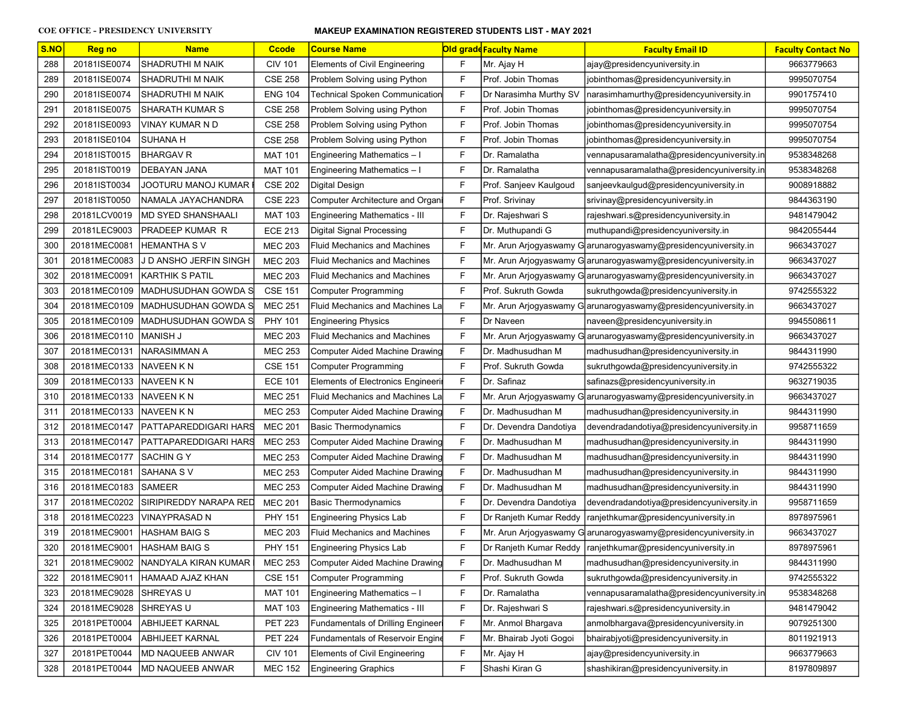COE OFFICE - PRESIDENCY UNIVERSITY

**MAKEUP EXAMINATION REGISTERED STUDENTS LIST - MAY 2021**

| S.NO | Reg no | Name | Ccode | Course Name | Old grade | Faculty Name | Faculty Email ID | Faculty Contact No |
|---|---|---|---|---|---|---|---|---|
| 288 | 20181ISE0074 | SHADRUTHI M NAIK | CIV 101 | Elements of Civil Engineering | F | Mr. Ajay H | ajay@presidencyuniversity.in | 9663779663 |
| 289 | 20181ISE0074 | SHADRUTHI M NAIK | CSE 258 | Problem Solving using Python | F | Prof. Jobin Thomas | jobinthomas@presidencyuniversity.in | 9995070754 |
| 290 | 20181ISE0074 | SHADRUTHI M NAIK | ENG 104 | Technical Spoken Communication | F | Dr Narasimha Murthy SV | narasimhamurthy@presidencyuniversity.in | 9901757410 |
| 291 | 20181ISE0075 | SHARATH KUMAR S | CSE 258 | Problem Solving using Python | F | Prof. Jobin Thomas | jobinthomas@presidencyuniversity.in | 9995070754 |
| 292 | 20181ISE0093 | VINAY KUMAR N D | CSE 258 | Problem Solving using Python | F | Prof. Jobin Thomas | jobinthomas@presidencyuniversity.in | 9995070754 |
| 293 | 20181ISE0104 | SUHANA H | CSE 258 | Problem Solving using Python | F | Prof. Jobin Thomas | jobinthomas@presidencyuniversity.in | 9995070754 |
| 294 | 20181IST0015 | BHARGAV R | MAT 101 | Engineering Mathematics – I | F | Dr. Ramalatha | vennapusaramalatha@presidencyuniversity.in | 9538348268 |
| 295 | 20181IST0019 | DEBAYAN JANA | MAT 101 | Engineering Mathematics – I | F | Dr. Ramalatha | vennapusaramalatha@presidencyuniversity.in | 9538348268 |
| 296 | 20181IST0034 | JOOTURU MANOJ KUMAR | CSE 202 | Digital Design | F | Prof. Sanjeev Kaulgoud | sanjeevkaulgud@presidencyuniversity.in | 9008918882 |
| 297 | 20181IST0050 | NAMALA JAYACHANDRA | CSE 223 | Computer Architecture and Organi | F | Prof. Srivinay | srivinay@presidencyuniversity.in | 9844363190 |
| 298 | 20181LCV0019 | MD SYED SHANSHAALI | MAT 103 | Engineering Mathematics - III | F | Dr. Rajeshwari S | rajeshwari.s@presidencyuniversity.in | 9481479042 |
| 299 | 20181LEC9003 | PRADEEP KUMAR R | ECE 213 | Digital Signal Processing | F | Dr. Muthupandi G | muthupandi@presidencyuniversity.in | 9842055444 |
| 300 | 20181MEC0081 | HEMANTHA S V | MEC 203 | Fluid Mechanics and Machines | F | Mr. Arun Arjogyaswamy G | arunarogyaswamy@presidencyuniversity.in | 9663437027 |
| 301 | 20181MEC0083 | J D ANSHO JERFIN SINGH | MEC 203 | Fluid Mechanics and Machines | F | Mr. Arun Arjogyaswamy G | arunarogyaswamy@presidencyuniversity.in | 9663437027 |
| 302 | 20181MEC0091 | KARTHIK S PATIL | MEC 203 | Fluid Mechanics and Machines | F | Mr. Arun Arjogyaswamy G | arunarogyaswamy@presidencyuniversity.in | 9663437027 |
| 303 | 20181MEC0109 | MADHUSUDHAN GOWDA S | CSE 151 | Computer Programming | F | Prof. Sukruth Gowda | sukruthgowda@presidencyuniversity.in | 9742555322 |
| 304 | 20181MEC0109 | MADHUSUDHAN GOWDA S | MEC 251 | Fluid Mechanics and Machines La | F | Mr. Arun Arjogyaswamy G | arunarogyaswamy@presidencyuniversity.in | 9663437027 |
| 305 | 20181MEC0109 | MADHUSUDHAN GOWDA S | PHY 101 | Engineering Physics | F | Dr Naveen | naveen@presidencyuniversity.in | 9945508611 |
| 306 | 20181MEC0110 | MANISH J | MEC 203 | Fluid Mechanics and Machines | F | Mr. Arun Arjogyaswamy G | arunarogyaswamy@presidencyuniversity.in | 9663437027 |
| 307 | 20181MEC0131 | NARASIMMAN A | MEC 253 | Computer Aided Machine Drawing | F | Dr. Madhusudhan M | madhusudhan@presidencyuniversity.in | 9844311990 |
| 308 | 20181MEC0133 | NAVEEN K N | CSE 151 | Computer Programming | F | Prof. Sukruth Gowda | sukruthgowda@presidencyuniversity.in | 9742555322 |
| 309 | 20181MEC0133 | NAVEEN K N | ECE 101 | Elements of Electronics Engineeri | F | Dr. Safinaz | safinazs@presidencyuniversity.in | 9632719035 |
| 310 | 20181MEC0133 | NAVEEN K N | MEC 251 | Fluid Mechanics and Machines La | F | Mr. Arun Arjogyaswamy G | arunarogyaswamy@presidencyuniversity.in | 9663437027 |
| 311 | 20181MEC0133 | NAVEEN K N | MEC 253 | Computer Aided Machine Drawing | F | Dr. Madhusudhan M | madhusudhan@presidencyuniversity.in | 9844311990 |
| 312 | 20181MEC0147 | PATTAPAREDDIGARI HARS | MEC 201 | Basic Thermodynamics | F | Dr. Devendra Dandotiya | devendradandotiya@presidencyuniversity.in | 9958711659 |
| 313 | 20181MEC0147 | PATTAPAREDDIGARI HARS | MEC 253 | Computer Aided Machine Drawing | F | Dr. Madhusudhan M | madhusudhan@presidencyuniversity.in | 9844311990 |
| 314 | 20181MEC0177 | SACHIN G Y | MEC 253 | Computer Aided Machine Drawing | F | Dr. Madhusudhan M | madhusudhan@presidencyuniversity.in | 9844311990 |
| 315 | 20181MEC0181 | SAHANA S V | MEC 253 | Computer Aided Machine Drawing | F | Dr. Madhusudhan M | madhusudhan@presidencyuniversity.in | 9844311990 |
| 316 | 20181MEC0183 | SAMEER | MEC 253 | Computer Aided Machine Drawing | F | Dr. Madhusudhan M | madhusudhan@presidencyuniversity.in | 9844311990 |
| 317 | 20181MEC0202 | SIRIPIREDDY NARAPA RED | MEC 201 | Basic Thermodynamics | F | Dr. Devendra Dandotiya | devendradandotiya@presidencyuniversity.in | 9958711659 |
| 318 | 20181MEC0223 | VINAYPRASAD N | PHY 151 | Engineering Physics Lab | F | Dr Ranjeth Kumar Reddy | ranjethkumar@presidencyuniversity.in | 8978975961 |
| 319 | 20181MEC9001 | HASHAM BAIG S | MEC 203 | Fluid Mechanics and Machines | F | Mr. Arun Arjogyaswamy G | arunarogyaswamy@presidencyuniversity.in | 9663437027 |
| 320 | 20181MEC9001 | HASHAM BAIG S | PHY 151 | Engineering Physics Lab | F | Dr Ranjeth Kumar Reddy | ranjethkumar@presidencyuniversity.in | 8978975961 |
| 321 | 20181MEC9002 | NANDYALA KIRAN KUMAR | MEC 253 | Computer Aided Machine Drawing | F | Dr. Madhusudhan M | madhusudhan@presidencyuniversity.in | 9844311990 |
| 322 | 20181MEC9011 | HAMAAD AJAZ KHAN | CSE 151 | Computer Programming | F | Prof. Sukruth Gowda | sukruthgowda@presidencyuniversity.in | 9742555322 |
| 323 | 20181MEC9028 | SHREYAS U | MAT 101 | Engineering Mathematics – I | F | Dr. Ramalatha | vennapusaramalatha@presidencyuniversity.in | 9538348268 |
| 324 | 20181MEC9028 | SHREYAS U | MAT 103 | Engineering Mathematics - III | F | Dr. Rajeshwari S | rajeshwari.s@presidencyuniversity.in | 9481479042 |
| 325 | 20181PET0004 | ABHIJEET KARNAL | PET 223 | Fundamentals of Drilling Engineeri | F | Mr. Anmol Bhargava | anmolbhargava@presidencyuniversity.in | 9079251300 |
| 326 | 20181PET0004 | ABHIJEET KARNAL | PET 224 | Fundamentals of Reservoir Engine | F | Mr. Bhairab Jyoti Gogoi | bhairabjyoti@presidencyuniversity.in | 8011921913 |
| 327 | 20181PET0044 | MD NAQUEEB ANWAR | CIV 101 | Elements of Civil Engineering | F | Mr. Ajay H | ajay@presidencyuniversity.in | 9663779663 |
| 328 | 20181PET0044 | MD NAQUEEB ANWAR | MEC 152 | Engineering Graphics | F | Shashi Kiran G | shashikiran@presidencyuniversity.in | 8197809897 |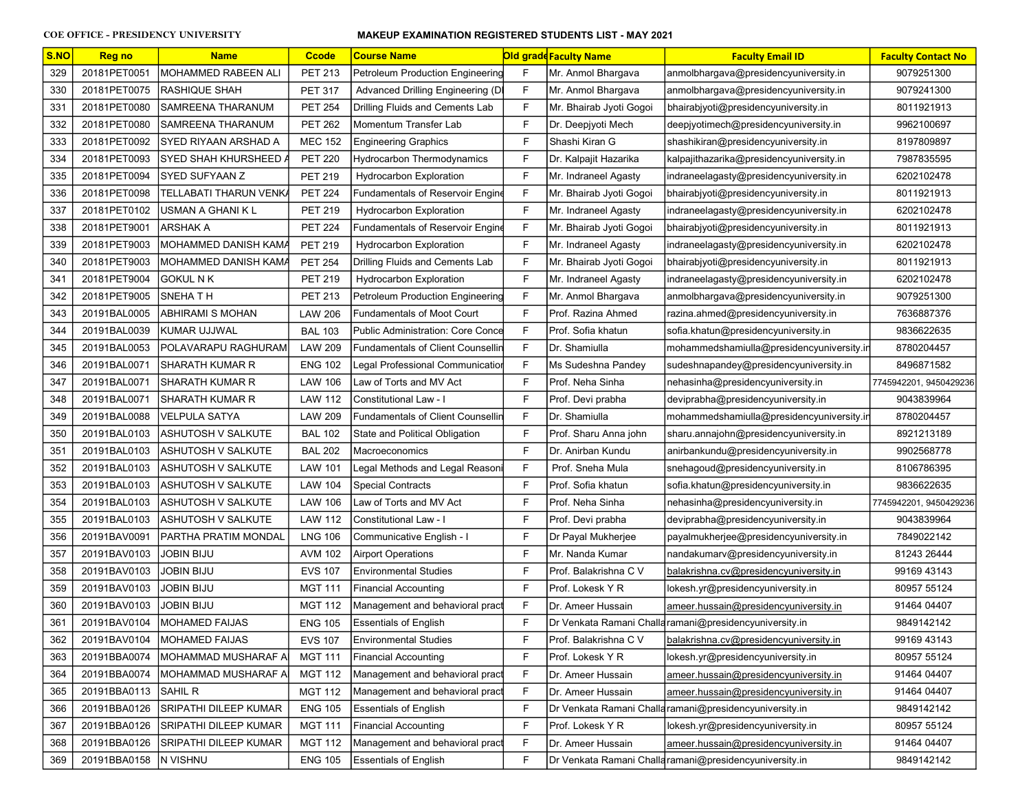COE OFFICE - PRESIDENCY UNIVERSITY

MAKEUP EXAMINATION REGISTERED STUDENTS LIST - MAY 2021

| S.NO | Reg no | Name | Ccode | Course Name | Old grade | Faculty Name | Faculty Email ID | Faculty Contact No |
|---|---|---|---|---|---|---|---|---|
| 329 | 20181PET0051 | MOHAMMED RABEEN ALI | PET 213 | Petroleum Production Engineering | F | Mr. Anmol Bhargava | anmolbhargava@presidencyuniversity.in | 9079251300 |
| 330 | 20181PET0075 | RASHIQUE SHAH | PET 317 | Advanced Drilling Engineering (D | F | Mr. Anmol Bhargava | anmolbhargava@presidencyuniversity.in | 9079241300 |
| 331 | 20181PET0080 | SAMREENA THARANUM | PET 254 | Drilling Fluids and Cements Lab | F | Mr. Bhairab Jyoti Gogoi | bhairabjyoti@presidencyuniversity.in | 8011921913 |
| 332 | 20181PET0080 | SAMREENA THARANUM | PET 262 | Momentum Transfer Lab | F | Dr. Deepjyoti Mech | deepjyotimech@presidencyuniversity.in | 9962100697 |
| 333 | 20181PET0092 | SYED RIYAAN ARSHAD A | MEC 152 | Engineering Graphics | F | Shashi Kiran G | shashikiran@presidencyuniversity.in | 8197809897 |
| 334 | 20181PET0093 | SYED SHAH KHURSHEED A | PET 220 | Hydrocarbon Thermodynamics | F | Dr. Kalpajit Hazarika | kalpajithazarika@presidencyuniversity.in | 7987835595 |
| 335 | 20181PET0094 | SYED SUFYAAN Z | PET 219 | Hydrocarbon Exploration | F | Mr. Indraneel Agasty | indraneelagasty@presidencyuniversity.in | 6202102478 |
| 336 | 20181PET0098 | TELLABATI THARUN VENKA | PET 224 | Fundamentals of Reservoir Engine | F | Mr. Bhairab Jyoti Gogoi | bhairabjyoti@presidencyuniversity.in | 8011921913 |
| 337 | 20181PET0102 | USMAN A GHANI K L | PET 219 | Hydrocarbon Exploration | F | Mr. Indraneel Agasty | indraneelagasty@presidencyuniversity.in | 6202102478 |
| 338 | 20181PET9001 | ARSHAK A | PET 224 | Fundamentals of Reservoir Engine | F | Mr. Bhairab Jyoti Gogoi | bhairabjyoti@presidencyuniversity.in | 8011921913 |
| 339 | 20181PET9003 | MOHAMMED DANISH KAMA | PET 219 | Hydrocarbon Exploration | F | Mr. Indraneel Agasty | indraneelagasty@presidencyuniversity.in | 6202102478 |
| 340 | 20181PET9003 | MOHAMMED DANISH KAMA | PET 254 | Drilling Fluids and Cements Lab | F | Mr. Bhairab Jyoti Gogoi | bhairabjyoti@presidencyuniversity.in | 8011921913 |
| 341 | 20181PET9004 | GOKUL N K | PET 219 | Hydrocarbon Exploration | F | Mr. Indraneel Agasty | indraneelagasty@presidencyuniversity.in | 6202102478 |
| 342 | 20181PET9005 | SNEHA T H | PET 213 | Petroleum Production Engineering | F | Mr. Anmol Bhargava | anmolbhargava@presidencyuniversity.in | 9079251300 |
| 343 | 20191BAL0005 | ABHIRAMI S MOHAN | LAW 206 | Fundamentals of Moot Court | F | Prof. Razina Ahmed | razina.ahmed@presidencyuniversity.in | 7636887376 |
| 344 | 20191BAL0039 | KUMAR UJJWAL | BAL 103 | Public Administration: Core Conce | F | Prof. Sofia khatun | sofia.khatun@presidencyuniversity.in | 9836622635 |
| 345 | 20191BAL0053 | POLAVARAPU RAGHURAM | LAW 209 | Fundamentals of Client Counsellin | F | Dr. Shamiulla | mohammedshamiulla@presidencyuniversity.in | 8780204457 |
| 346 | 20191BAL0071 | SHARATH KUMAR R | ENG 102 | Legal Professional Communicatior | F | Ms Sudeshna Pandey | sudeshnapandey@presidencyuniversity.in | 8496871582 |
| 347 | 20191BAL0071 | SHARATH KUMAR R | LAW 106 | Law of Torts and MV Act | F | Prof. Neha Sinha | nehasinha@presidencyuniversity.in | 7745942201, 9450429236 |
| 348 | 20191BAL0071 | SHARATH KUMAR R | LAW 112 | Constitutional Law - I | F | Prof. Devi prabha | deviprabha@presidencyuniversity.in | 9043839964 |
| 349 | 20191BAL0088 | VELPULA SATYA | LAW 209 | Fundamentals of Client Counsellin | F | Dr. Shamiulla | mohammedshamiulla@presidencyuniversity.in | 8780204457 |
| 350 | 20191BAL0103 | ASHUTOSH V SALKUTE | BAL 102 | State and Political Obligation | F | Prof. Sharu Anna john | sharu.annajohn@presidencyuniversity.in | 8921213189 |
| 351 | 20191BAL0103 | ASHUTOSH V SALKUTE | BAL 202 | Macroeconomics | F | Dr. Anirban Kundu | anirbankundu@presidencyuniversity.in | 9902568778 |
| 352 | 20191BAL0103 | ASHUTOSH V SALKUTE | LAW 101 | Legal Methods and Legal Reasoni | F | Prof. Sneha Mula | snehagoud@presidencyuniversity.in | 8106786395 |
| 353 | 20191BAL0103 | ASHUTOSH V SALKUTE | LAW 104 | Special Contracts | F | Prof. Sofia khatun | sofia.khatun@presidencyuniversity.in | 9836622635 |
| 354 | 20191BAL0103 | ASHUTOSH V SALKUTE | LAW 106 | Law of Torts and MV Act | F | Prof. Neha Sinha | nehasinha@presidencyuniversity.in | 7745942201, 9450429236 |
| 355 | 20191BAL0103 | ASHUTOSH V SALKUTE | LAW 112 | Constitutional Law - I | F | Prof. Devi prabha | deviprabha@presidencyuniversity.in | 9043839964 |
| 356 | 20191BAV0091 | PARTHA PRATIM MONDAL | LNG 106 | Communicative English - I | F | Dr Payal Mukherjee | payalmukherjee@presidencyuniversity.in | 7849022142 |
| 357 | 20191BAV0103 | JOBIN BIJU | AVM 102 | Airport Operations | F | Mr. Nanda Kumar | nandakumarv@presidencyuniversity.in | 81243 26444 |
| 358 | 20191BAV0103 | JOBIN BIJU | EVS 107 | Environmental Studies | F | Prof. Balakrishna C V | balakrishna.cv@presidencyuniversity.in | 99169 43143 |
| 359 | 20191BAV0103 | JOBIN BIJU | MGT 111 | Financial Accounting | F | Prof. Lokesh Y R | lokesh.yr@presidencyuniversity.in | 80957 55124 |
| 360 | 20191BAV0103 | JOBIN BIJU | MGT 112 | Management and behavioral pract | F | Dr. Ameer Hussain | ameer.hussain@presidencyuniversity.in | 91464 04407 |
| 361 | 20191BAV0104 | MOHAMED FAIJAS | ENG 105 | Essentials of English | F | Dr Venkata Ramani Challa | ramani@presidencyuniversity.in | 9849142142 |
| 362 | 20191BAV0104 | MOHAMED FAIJAS | EVS 107 | Environmental Studies | F | Prof. Balakrishna C V | balakrishna.cv@presidencyuniversity.in | 99169 43143 |
| 363 | 20191BBA0074 | MOHAMMAD MUSHARAF A | MGT 111 | Financial Accounting | F | Prof. Lokesh Y R | lokesh.yr@presidencyuniversity.in | 80957 55124 |
| 364 | 20191BBA0074 | MOHAMMAD MUSHARAF A | MGT 112 | Management and behavioral pract | F | Dr. Ameer Hussain | ameer.hussain@presidencyuniversity.in | 91464 04407 |
| 365 | 20191BBA0113 | SAHIL R | MGT 112 | Management and behavioral pract | F | Dr. Ameer Hussain | ameer.hussain@presidencyuniversity.in | 91464 04407 |
| 366 | 20191BBA0126 | SRIPATHI DILEEP KUMAR | ENG 105 | Essentials of English | F | Dr Venkata Ramani Challa | ramani@presidencyuniversity.in | 9849142142 |
| 367 | 20191BBA0126 | SRIPATHI DILEEP KUMAR | MGT 111 | Financial Accounting | F | Prof. Lokesh Y R | lokesh.yr@presidencyuniversity.in | 80957 55124 |
| 368 | 20191BBA0126 | SRIPATHI DILEEP KUMAR | MGT 112 | Management and behavioral pract | F | Dr. Ameer Hussain | ameer.hussain@presidencyuniversity.in | 91464 04407 |
| 369 | 20191BBA0158 | N VISHNU | ENG 105 | Essentials of English | F | Dr Venkata Ramani Challa | ramani@presidencyuniversity.in | 9849142142 |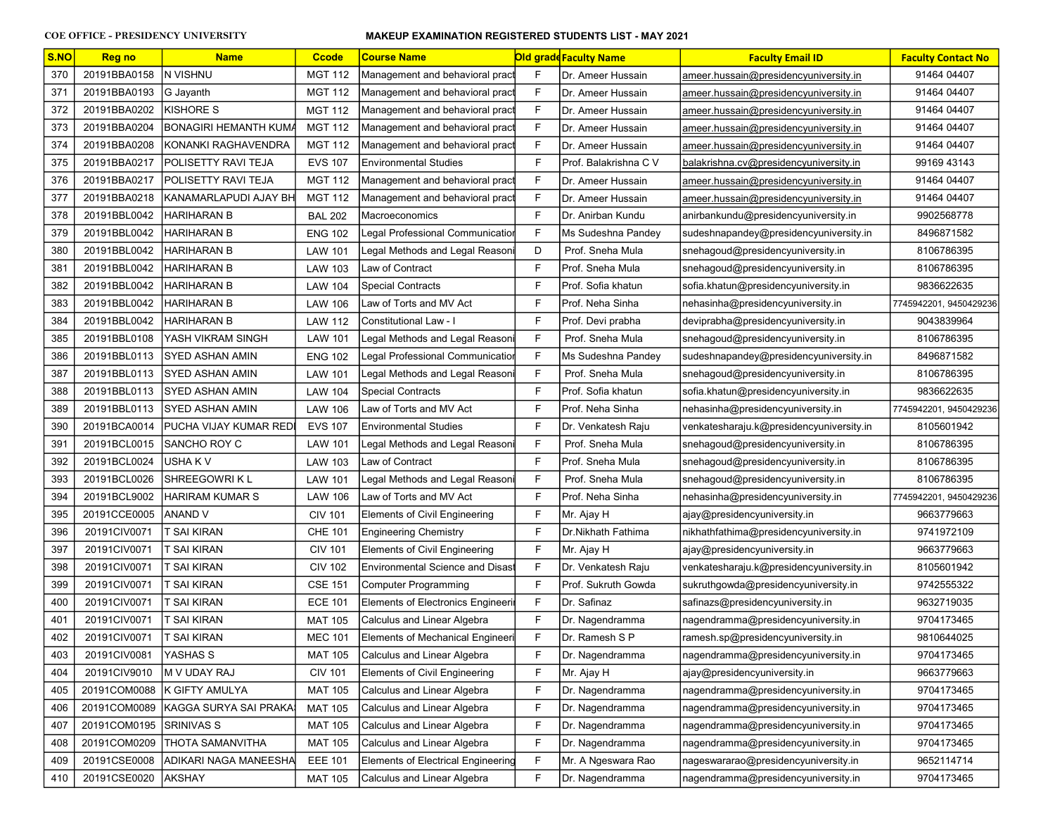COE OFFICE - PRESIDENCY UNIVERSITY

MAKEUP EXAMINATION REGISTERED STUDENTS LIST - MAY 2021

| S.NO | Reg no | Name | Ccode | Course Name | Old grade | Faculty Name | Faculty Email ID | Faculty Contact No |
|---|---|---|---|---|---|---|---|---|
| 370 | 20191BBA0158 | N VISHNU | MGT 112 | Management and behavioral pract | F | Dr. Ameer Hussain | ameer.hussain@presidencyuniversity.in | 91464 04407 |
| 371 | 20191BBA0193 | G Jayanth | MGT 112 | Management and behavioral pract | F | Dr. Ameer Hussain | ameer.hussain@presidencyuniversity.in | 91464 04407 |
| 372 | 20191BBA0202 | KISHORE S | MGT 112 | Management and behavioral pract | F | Dr. Ameer Hussain | ameer.hussain@presidencyuniversity.in | 91464 04407 |
| 373 | 20191BBA0204 | BONAGIRI HEMANTH KUMA | MGT 112 | Management and behavioral pract | F | Dr. Ameer Hussain | ameer.hussain@presidencyuniversity.in | 91464 04407 |
| 374 | 20191BBA0208 | KONANKI RAGHAVENDRA | MGT 112 | Management and behavioral pract | F | Dr. Ameer Hussain | ameer.hussain@presidencyuniversity.in | 91464 04407 |
| 375 | 20191BBA0217 | POLISETTY RAVI TEJA | EVS 107 | Environmental Studies | F | Prof. Balakrishna C V | balakrishna.cv@presidencyuniversity.in | 99169 43143 |
| 376 | 20191BBA0217 | POLISETTY RAVI TEJA | MGT 112 | Management and behavioral pract | F | Dr. Ameer Hussain | ameer.hussain@presidencyuniversity.in | 91464 04407 |
| 377 | 20191BBA0218 | KANAMARLAPUDI AJAY BH | MGT 112 | Management and behavioral pract | F | Dr. Ameer Hussain | ameer.hussain@presidencyuniversity.in | 91464 04407 |
| 378 | 20191BBL0042 | HARIHARAN B | BAL 202 | Macroeconomics | F | Dr. Anirban Kundu | anirbankundu@presidencyuniversity.in | 9902568778 |
| 379 | 20191BBL0042 | HARIHARAN B | ENG 102 | Legal Professional Communicatior | F | Ms Sudeshna Pandey | sudeshnapandey@presidencyuniversity.in | 8496871582 |
| 380 | 20191BBL0042 | HARIHARAN B | LAW 101 | Legal Methods and Legal Reasoni | D | Prof. Sneha Mula | snehagoud@presidencyuniversity.in | 8106786395 |
| 381 | 20191BBL0042 | HARIHARAN B | LAW 103 | Law of Contract | F | Prof. Sneha Mula | snehagoud@presidencyuniversity.in | 8106786395 |
| 382 | 20191BBL0042 | HARIHARAN B | LAW 104 | Special Contracts | F | Prof. Sofia khatun | sofia.khatun@presidencyuniversity.in | 9836622635 |
| 383 | 20191BBL0042 | HARIHARAN B | LAW 106 | Law of Torts and MV Act | F | Prof. Neha Sinha | nehasinha@presidencyuniversity.in | 7745942201, 9450429236 |
| 384 | 20191BBL0042 | HARIHARAN B | LAW 112 | Constitutional Law - I | F | Prof. Devi prabha | deviprabha@presidencyuniversity.in | 9043839964 |
| 385 | 20191BBL0108 | YASH VIKRAM SINGH | LAW 101 | Legal Methods and Legal Reasoni | F | Prof. Sneha Mula | snehagoud@presidencyuniversity.in | 8106786395 |
| 386 | 20191BBL0113 | SYED ASHAN AMIN | ENG 102 | Legal Professional Communicatior | F | Ms Sudeshna Pandey | sudeshnapandey@presidencyuniversity.in | 8496871582 |
| 387 | 20191BBL0113 | SYED ASHAN AMIN | LAW 101 | Legal Methods and Legal Reasoni | F | Prof. Sneha Mula | snehagoud@presidencyuniversity.in | 8106786395 |
| 388 | 20191BBL0113 | SYED ASHAN AMIN | LAW 104 | Special Contracts | F | Prof. Sofia khatun | sofia.khatun@presidencyuniversity.in | 9836622635 |
| 389 | 20191BBL0113 | SYED ASHAN AMIN | LAW 106 | Law of Torts and MV Act | F | Prof. Neha Sinha | nehasinha@presidencyuniversity.in | 7745942201, 9450429236 |
| 390 | 20191BCA0014 | PUCHA VIJAY KUMAR REDI | EVS 107 | Environmental Studies | F | Dr. Venkatesh Raju | venkatesharaju.k@presidencyuniversity.in | 8105601942 |
| 391 | 20191BCL0015 | SANCHO ROY C | LAW 101 | Legal Methods and Legal Reasoni | F | Prof. Sneha Mula | snehagoud@presidencyuniversity.in | 8106786395 |
| 392 | 20191BCL0024 | USHA K V | LAW 103 | Law of Contract | F | Prof. Sneha Mula | snehagoud@presidencyuniversity.in | 8106786395 |
| 393 | 20191BCL0026 | SHREEGOWRI K L | LAW 101 | Legal Methods and Legal Reasoni | F | Prof. Sneha Mula | snehagoud@presidencyuniversity.in | 8106786395 |
| 394 | 20191BCL9002 | HARIRAM KUMAR S | LAW 106 | Law of Torts and MV Act | F | Prof. Neha Sinha | nehasinha@presidencyuniversity.in | 7745942201, 9450429236 |
| 395 | 20191CCE0005 | ANAND V | CIV 101 | Elements of Civil Engineering | F | Mr. Ajay H | ajay@presidencyuniversity.in | 9663779663 |
| 396 | 20191CIV0071 | T SAI KIRAN | CHE 101 | Engineering Chemistry | F | Dr.Nikhath Fathima | nikhathfathima@presidencyuniversity.in | 9741972109 |
| 397 | 20191CIV0071 | T SAI KIRAN | CIV 101 | Elements of Civil Engineering | F | Mr. Ajay H | ajay@presidencyuniversity.in | 9663779663 |
| 398 | 20191CIV0071 | T SAI KIRAN | CIV 102 | Environmental Science and Disas | F | Dr. Venkatesh Raju | venkatesharaju.k@presidencyuniversity.in | 8105601942 |
| 399 | 20191CIV0071 | T SAI KIRAN | CSE 151 | Computer Programming | F | Prof. Sukruth Gowda | sukruthgowda@presidencyuniversity.in | 9742555322 |
| 400 | 20191CIV0071 | T SAI KIRAN | ECE 101 | Elements of Electronics Engineeri | F | Dr. Safinaz | safinazs@presidencyuniversity.in | 9632719035 |
| 401 | 20191CIV0071 | T SAI KIRAN | MAT 105 | Calculus and Linear Algebra | F | Dr. Nagendramma | nagendramma@presidencyuniversity.in | 9704173465 |
| 402 | 20191CIV0071 | T SAI KIRAN | MEC 101 | Elements of Mechanical Engineeri | F | Dr. Ramesh S P | ramesh.sp@presidencyuniversity.in | 9810644025 |
| 403 | 20191CIV0081 | YASHAS S | MAT 105 | Calculus and Linear Algebra | F | Dr. Nagendramma | nagendramma@presidencyuniversity.in | 9704173465 |
| 404 | 20191CIV9010 | M V UDAY RAJ | CIV 101 | Elements of Civil Engineering | F | Mr. Ajay H | ajay@presidencyuniversity.in | 9663779663 |
| 405 | 20191COM0088 | K GIFTY AMULYA | MAT 105 | Calculus and Linear Algebra | F | Dr. Nagendramma | nagendramma@presidencyuniversity.in | 9704173465 |
| 406 | 20191COM0089 | KAGGA SURYA SAI PRAKA | MAT 105 | Calculus and Linear Algebra | F | Dr. Nagendramma | nagendramma@presidencyuniversity.in | 9704173465 |
| 407 | 20191COM0195 | SRINIVAS S | MAT 105 | Calculus and Linear Algebra | F | Dr. Nagendramma | nagendramma@presidencyuniversity.in | 9704173465 |
| 408 | 20191COM0209 | THOTA SAMANVITHA | MAT 105 | Calculus and Linear Algebra | F | Dr. Nagendramma | nagendramma@presidencyuniversity.in | 9704173465 |
| 409 | 20191CSE0008 | ADIKARI NAGA MANEESHA | EEE 101 | Elements of Electrical Engineering | F | Mr. A Ngeswara Rao | nageswararao@presidencyuniversity.in | 9652114714 |
| 410 | 20191CSE0020 | AKSHAY | MAT 105 | Calculus and Linear Algebra | F | Dr. Nagendramma | nagendramma@presidencyuniversity.in | 9704173465 |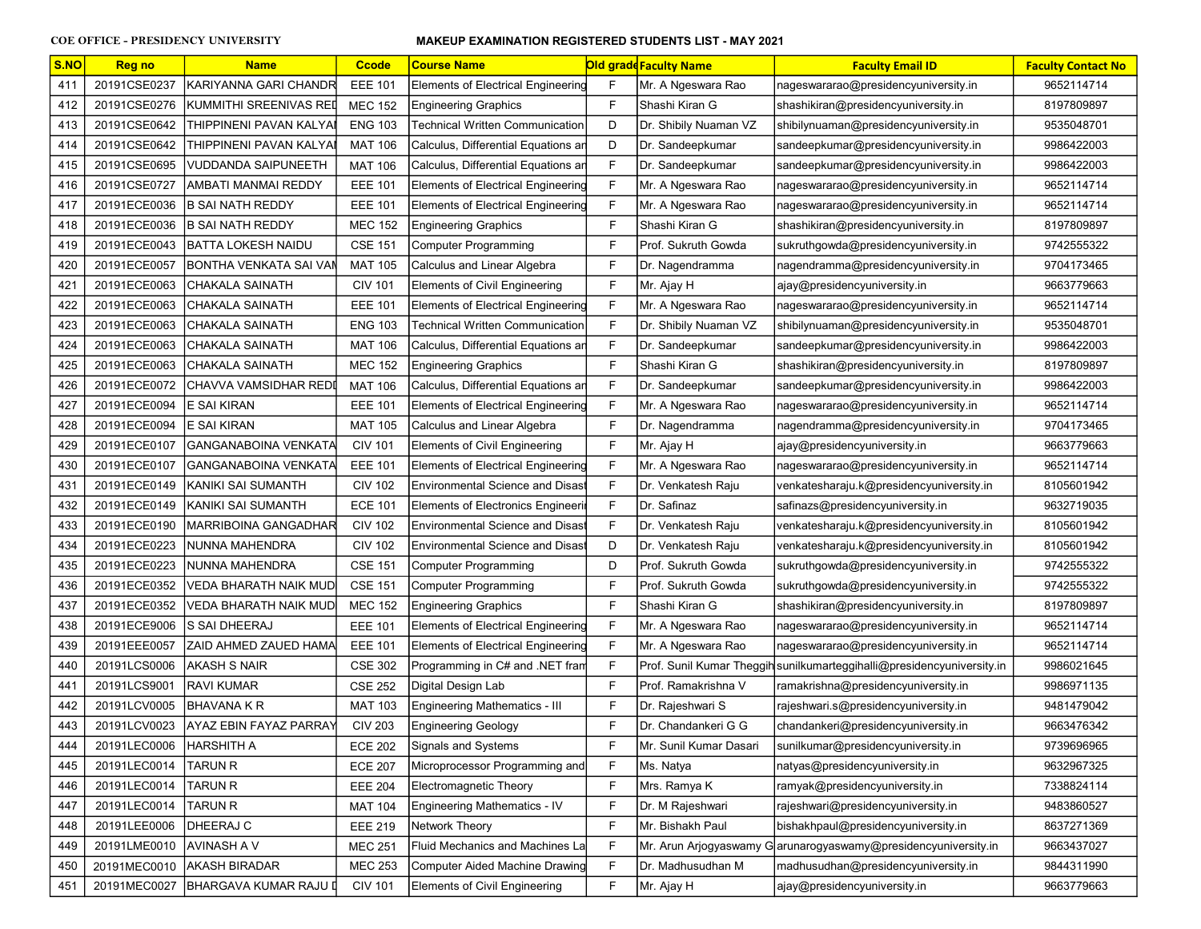COE OFFICE - PRESIDENCY UNIVERSITY

**MAKEUP EXAMINATION REGISTERED STUDENTS LIST - MAY 2021**

| S.NO | Reg no | Name | Ccode | Course Name | Old grade | Faculty Name | Faculty Email ID | Faculty Contact No |
|---|---|---|---|---|---|---|---|---|
| 411 | 20191CSE0237 | KARIYANNA GARI CHANDR | EEE 101 | Elements of Electrical Engineering | F | Mr. A Ngeswara Rao | nageswararao@presidencyuniversity.in | 9652114714 |
| 412 | 20191CSE0276 | KUMMITHI SREENIVAS RED | MEC 152 | Engineering Graphics | F | Shashi Kiran G | shashikiran@presidencyuniversity.in | 8197809897 |
| 413 | 20191CSE0642 | THIPPINENI PAVAN KALYA | ENG 103 | Technical Written Communication | D | Dr. Shibily Nuaman VZ | shibilynuaman@presidencyuniversity.in | 9535048701 |
| 414 | 20191CSE0642 | THIPPINENI PAVAN KALYA | MAT 106 | Calculus, Differential Equations an | D | Dr. Sandeepkumar | sandeepkumar@presidencyuniversity.in | 9986422003 |
| 415 | 20191CSE0695 | VUDDANDA SAIPUNEETH | MAT 106 | Calculus, Differential Equations an | F | Dr. Sandeepkumar | sandeepkumar@presidencyuniversity.in | 9986422003 |
| 416 | 20191CSE0727 | AMBATI MANMAI REDDY | EEE 101 | Elements of Electrical Engineering | F | Mr. A Ngeswara Rao | nageswararao@presidencyuniversity.in | 9652114714 |
| 417 | 20191ECE0036 | B SAI NATH REDDY | EEE 101 | Elements of Electrical Engineering | F | Mr. A Ngeswara Rao | nageswararao@presidencyuniversity.in | 9652114714 |
| 418 | 20191ECE0036 | B SAI NATH REDDY | MEC 152 | Engineering Graphics | F | Shashi Kiran G | shashikiran@presidencyuniversity.in | 8197809897 |
| 419 | 20191ECE0043 | BATTA LOKESH NAIDU | CSE 151 | Computer Programming | F | Prof. Sukruth Gowda | sukruthgowda@presidencyuniversity.in | 9742555322 |
| 420 | 20191ECE0057 | BONTHA VENKATA SAI VAN | MAT 105 | Calculus and Linear Algebra | F | Dr. Nagendramma | nagendramma@presidencyuniversity.in | 9704173465 |
| 421 | 20191ECE0063 | CHAKALA SAINATH | CIV 101 | Elements of Civil Engineering | F | Mr. Ajay H | ajay@presidencyuniversity.in | 9663779663 |
| 422 | 20191ECE0063 | CHAKALA SAINATH | EEE 101 | Elements of Electrical Engineering | F | Mr. A Ngeswara Rao | nageswararao@presidencyuniversity.in | 9652114714 |
| 423 | 20191ECE0063 | CHAKALA SAINATH | ENG 103 | Technical Written Communication | F | Dr. Shibily Nuaman VZ | shibilynuaman@presidencyuniversity.in | 9535048701 |
| 424 | 20191ECE0063 | CHAKALA SAINATH | MAT 106 | Calculus, Differential Equations an | F | Dr. Sandeepkumar | sandeepkumar@presidencyuniversity.in | 9986422003 |
| 425 | 20191ECE0063 | CHAKALA SAINATH | MEC 152 | Engineering Graphics | F | Shashi Kiran G | shashikiran@presidencyuniversity.in | 8197809897 |
| 426 | 20191ECE0072 | CHAVVA VAMSIDHAR REDI | MAT 106 | Calculus, Differential Equations an | F | Dr. Sandeepkumar | sandeepkumar@presidencyuniversity.in | 9986422003 |
| 427 | 20191ECE0094 | E SAI KIRAN | EEE 101 | Elements of Electrical Engineering | F | Mr. A Ngeswara Rao | nageswararao@presidencyuniversity.in | 9652114714 |
| 428 | 20191ECE0094 | E SAI KIRAN | MAT 105 | Calculus and Linear Algebra | F | Dr. Nagendramma | nagendramma@presidencyuniversity.in | 9704173465 |
| 429 | 20191ECE0107 | GANGANABOINA VENKATA | CIV 101 | Elements of Civil Engineering | F | Mr. Ajay H | ajay@presidencyuniversity.in | 9663779663 |
| 430 | 20191ECE0107 | GANGANABOINA VENKATA | EEE 101 | Elements of Electrical Engineering | F | Mr. A Ngeswara Rao | nageswararao@presidencyuniversity.in | 9652114714 |
| 431 | 20191ECE0149 | KANIKI SAI SUMANTH | CIV 102 | Environmental Science and Disast | F | Dr. Venkatesh Raju | venkatesharaju.k@presidencyuniversity.in | 8105601942 |
| 432 | 20191ECE0149 | KANIKI SAI SUMANTH | ECE 101 | Elements of Electronics Engineeri | F | Dr. Safinaz | safinazs@presidencyuniversity.in | 9632719035 |
| 433 | 20191ECE0190 | MARRIBOINA GANGADHAR | CIV 102 | Environmental Science and Disast | F | Dr. Venkatesh Raju | venkatesharaju.k@presidencyuniversity.in | 8105601942 |
| 434 | 20191ECE0223 | NUNNA MAHENDRA | CIV 102 | Environmental Science and Disast | D | Dr. Venkatesh Raju | venkatesharaju.k@presidencyuniversity.in | 8105601942 |
| 435 | 20191ECE0223 | NUNNA MAHENDRA | CSE 151 | Computer Programming | D | Prof. Sukruth Gowda | sukruthgowda@presidencyuniversity.in | 9742555322 |
| 436 | 20191ECE0352 | VEDA BHARATH NAIK MUD | CSE 151 | Computer Programming | F | Prof. Sukruth Gowda | sukruthgowda@presidencyuniversity.in | 9742555322 |
| 437 | 20191ECE0352 | VEDA BHARATH NAIK MUD | MEC 152 | Engineering Graphics | F | Shashi Kiran G | shashikiran@presidencyuniversity.in | 8197809897 |
| 438 | 20191ECE9006 | S SAI DHEERAJ | EEE 101 | Elements of Electrical Engineering | F | Mr. A Ngeswara Rao | nageswararao@presidencyuniversity.in | 9652114714 |
| 439 | 20191EEE0057 | ZAID AHMED ZAUED HAMA | EEE 101 | Elements of Electrical Engineering | F | Mr. A Ngeswara Rao | nageswararao@presidencyuniversity.in | 9652114714 |
| 440 | 20191LCS0006 | AKASH S NAIR | CSE 302 | Programming in C# and .NET fram | F | Prof. Sunil Kumar Theggih | sunilkumarteggihalli@presidencyuniversity.in | 9986021645 |
| 441 | 20191LCS9001 | RAVI KUMAR | CSE 252 | Digital Design Lab | F | Prof. Ramakrishna V | ramakrishna@presidencyuniversity.in | 9986971135 |
| 442 | 20191LCV0005 | BHAVANA K R | MAT 103 | Engineering Mathematics - III | F | Dr. Rajeshwari S | rajeshwari.s@presidencyuniversity.in | 9481479042 |
| 443 | 20191LCV0023 | AYAZ EBIN FAYAZ PARRAY | CIV 203 | Engineering Geology | F | Dr. Chandankeri G G | chandankeri@presidencyuniversity.in | 9663476342 |
| 444 | 20191LEC0006 | HARSHITH A | ECE 202 | Signals and Systems | F | Mr. Sunil Kumar Dasari | sunilkumar@presidencyuniversity.in | 9739696965 |
| 445 | 20191LEC0014 | TARUN R | ECE 207 | Microprocessor Programming and | F | Ms. Natya | natyas@presidencyuniversity.in | 9632967325 |
| 446 | 20191LEC0014 | TARUN R | EEE 204 | Electromagnetic Theory | F | Mrs. Ramya K | ramyak@presidencyuniversity.in | 7338824114 |
| 447 | 20191LEC0014 | TARUN R | MAT 104 | Engineering Mathematics - IV | F | Dr. M Rajeshwari | rajeshwari@presidencyuniversity.in | 9483860527 |
| 448 | 20191LEE0006 | DHEERAJ C | EEE 219 | Network Theory | F | Mr. Bishakh Paul | bishakhpaul@presidencyuniversity.in | 8637271369 |
| 449 | 20191LME0010 | AVINASH A V | MEC 251 | Fluid Mechanics and Machines La | F | Mr. Arun Arjogyaswamy G | arunarogyaswamy@presidencyuniversity.in | 9663437027 |
| 450 | 20191MEC0010 | AKASH BIRADAR | MEC 253 | Computer Aided Machine Drawing | F | Dr. Madhusudhan M | madhusudhan@presidencyuniversity.in | 9844311990 |
| 451 | 20191MEC0027 | BHARGAVA KUMAR RAJU D | CIV 101 | Elements of Civil Engineering | F | Mr. Ajay H | ajay@presidencyuniversity.in | 9663779663 |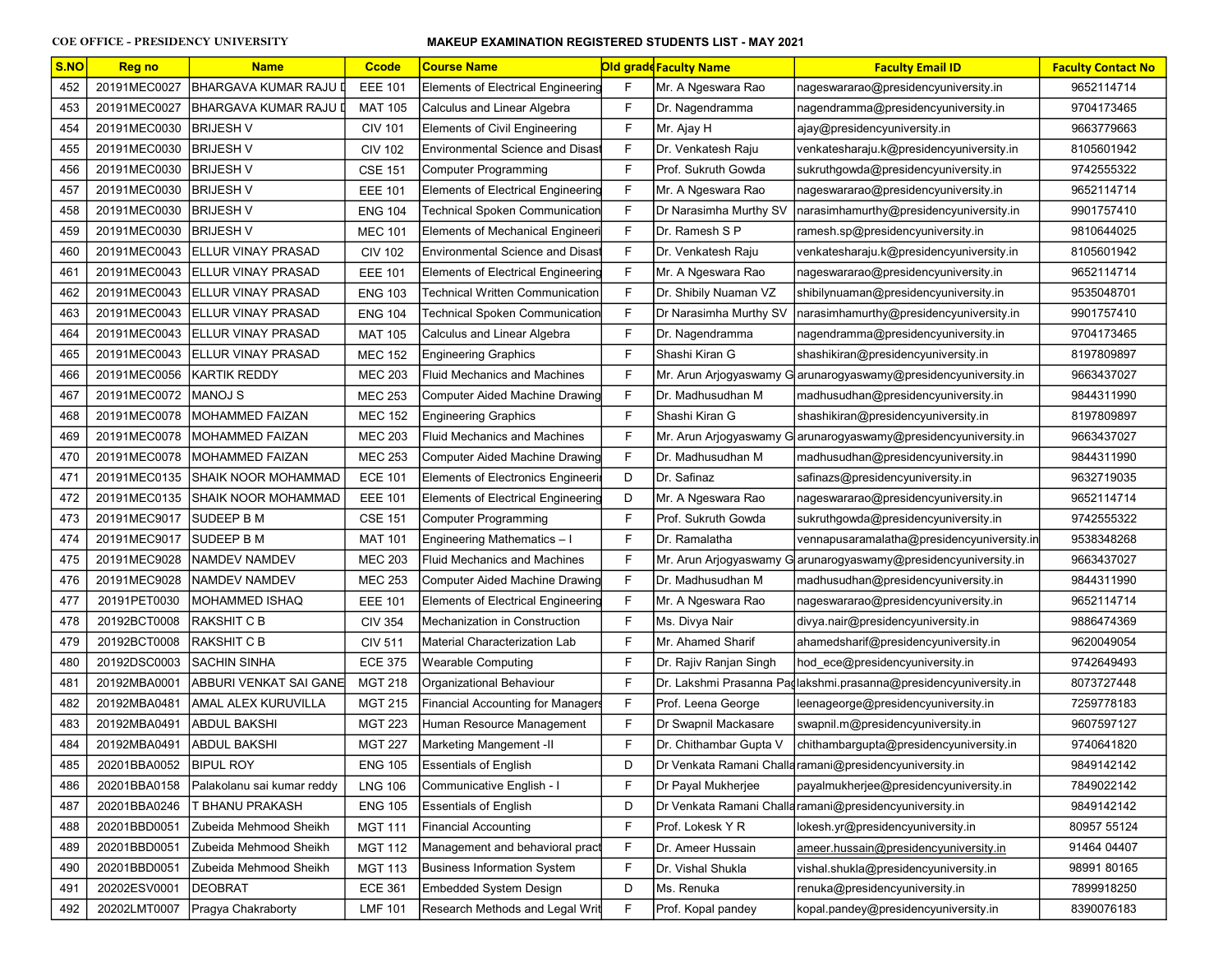COE OFFICE - PRESIDENCY UNIVERSITY

MAKEUP EXAMINATION REGISTERED STUDENTS LIST - MAY 2021

| S.NO | Reg no | Name | Ccode | Course Name | Old grade | Faculty Name | Faculty Email ID | Faculty Contact No |
|---|---|---|---|---|---|---|---|---|
| 452 | 20191MEC0027 | BHARGAVA KUMAR RAJU D | EEE 101 | Elements of Electrical Engineering | F | Mr. A Ngeswara Rao | nageswararao@presidencyuniversity.in | 9652114714 |
| 453 | 20191MEC0027 | BHARGAVA KUMAR RAJU D | MAT 105 | Calculus and Linear Algebra | F | Dr. Nagendramma | nagendramma@presidencyuniversity.in | 9704173465 |
| 454 | 20191MEC0030 | BRIJESH V | CIV 101 | Elements of Civil Engineering | F | Mr. Ajay H | ajay@presidencyuniversity.in | 9663779663 |
| 455 | 20191MEC0030 | BRIJESH V | CIV 102 | Environmental Science and Disast | F | Dr. Venkatesh Raju | venkatesharaju.k@presidencyuniversity.in | 8105601942 |
| 456 | 20191MEC0030 | BRIJESH V | CSE 151 | Computer Programming | F | Prof. Sukruth Gowda | sukruthgowda@presidencyuniversity.in | 9742555322 |
| 457 | 20191MEC0030 | BRIJESH V | EEE 101 | Elements of Electrical Engineering | F | Mr. A Ngeswara Rao | nageswararao@presidencyuniversity.in | 9652114714 |
| 458 | 20191MEC0030 | BRIJESH V | ENG 104 | Technical Spoken Communication | F | Dr Narasimha Murthy SV | narasimhamurthy@presidencyuniversity.in | 9901757410 |
| 459 | 20191MEC0030 | BRIJESH V | MEC 101 | Elements of Mechanical Engineeri | F | Dr. Ramesh S P | ramesh.sp@presidencyuniversity.in | 9810644025 |
| 460 | 20191MEC0043 | ELLUR VINAY PRASAD | CIV 102 | Environmental Science and Disast | F | Dr. Venkatesh Raju | venkatesharaju.k@presidencyuniversity.in | 8105601942 |
| 461 | 20191MEC0043 | ELLUR VINAY PRASAD | EEE 101 | Elements of Electrical Engineering | F | Mr. A Ngeswara Rao | nageswararao@presidencyuniversity.in | 9652114714 |
| 462 | 20191MEC0043 | ELLUR VINAY PRASAD | ENG 103 | Technical Written Communication | F | Dr. Shibily Nuaman VZ | shibilynuaman@presidencyuniversity.in | 9535048701 |
| 463 | 20191MEC0043 | ELLUR VINAY PRASAD | ENG 104 | Technical Spoken Communication | F | Dr Narasimha Murthy SV | narasimhamurthy@presidencyuniversity.in | 9901757410 |
| 464 | 20191MEC0043 | ELLUR VINAY PRASAD | MAT 105 | Calculus and Linear Algebra | F | Dr. Nagendramma | nagendramma@presidencyuniversity.in | 9704173465 |
| 465 | 20191MEC0043 | ELLUR VINAY PRASAD | MEC 152 | Engineering Graphics | F | Shashi Kiran G | shashikiran@presidencyuniversity.in | 8197809897 |
| 466 | 20191MEC0056 | KARTIK REDDY | MEC 203 | Fluid Mechanics and Machines | F | Mr. Arun Arjogyaswamy G | arunarogyaswamy@presidencyuniversity.in | 9663437027 |
| 467 | 20191MEC0072 | MANOJ S | MEC 253 | Computer Aided Machine Drawing | F | Dr. Madhusudhan M | madhusudhan@presidencyuniversity.in | 9844311990 |
| 468 | 20191MEC0078 | MOHAMMED FAIZAN | MEC 152 | Engineering Graphics | F | Shashi Kiran G | shashikiran@presidencyuniversity.in | 8197809897 |
| 469 | 20191MEC0078 | MOHAMMED FAIZAN | MEC 203 | Fluid Mechanics and Machines | F | Mr. Arun Arjogyaswamy G | arunarogyaswamy@presidencyuniversity.in | 9663437027 |
| 470 | 20191MEC0078 | MOHAMMED FAIZAN | MEC 253 | Computer Aided Machine Drawing | F | Dr. Madhusudhan M | madhusudhan@presidencyuniversity.in | 9844311990 |
| 471 | 20191MEC0135 | SHAIK NOOR MOHAMMAD | ECE 101 | Elements of Electronics Engineeri | D | Dr. Safinaz | safinazs@presidencyuniversity.in | 9632719035 |
| 472 | 20191MEC0135 | SHAIK NOOR MOHAMMAD | EEE 101 | Elements of Electrical Engineering | D | Mr. A Ngeswara Rao | nageswararao@presidencyuniversity.in | 9652114714 |
| 473 | 20191MEC9017 | SUDEEP B M | CSE 151 | Computer Programming | F | Prof. Sukruth Gowda | sukruthgowda@presidencyuniversity.in | 9742555322 |
| 474 | 20191MEC9017 | SUDEEP B M | MAT 101 | Engineering Mathematics – I | F | Dr. Ramalatha | vennapusaramalatha@presidencyuniversity.in | 9538348268 |
| 475 | 20191MEC9028 | NAMDEV NAMDEV | MEC 203 | Fluid Mechanics and Machines | F | Mr. Arun Arjogyaswamy G | arunarogyaswamy@presidencyuniversity.in | 9663437027 |
| 476 | 20191MEC9028 | NAMDEV NAMDEV | MEC 253 | Computer Aided Machine Drawing | F | Dr. Madhusudhan M | madhusudhan@presidencyuniversity.in | 9844311990 |
| 477 | 20191PET0030 | MOHAMMED ISHAQ | EEE 101 | Elements of Electrical Engineering | F | Mr. A Ngeswara Rao | nageswararao@presidencyuniversity.in | 9652114714 |
| 478 | 20192BCT0008 | RAKSHIT C B | CIV 354 | Mechanization in Construction | F | Ms. Divya Nair | divya.nair@presidencyuniversity.in | 9886474369 |
| 479 | 20192BCT0008 | RAKSHIT C B | CIV 511 | Material Characterization Lab | F | Mr. Ahamed Sharif | ahamedsharif@presidencyuniversity.in | 9620049054 |
| 480 | 20192DSC0003 | SACHIN SINHA | ECE 375 | Wearable Computing | F | Dr. Rajiv Ranjan Singh | hod_ece@presidencyuniversity.in | 9742649493 |
| 481 | 20192MBA0001 | ABBURI VENKAT SAI GANE | MGT 218 | Organizational Behaviour | F | Dr. Lakshmi Prasanna Pa | lakshmi.prasanna@presidencyuniversity.in | 8073727448 |
| 482 | 20192MBA0481 | AMAL ALEX KURUVILLA | MGT 215 | Financial Accounting for Managers | F | Prof. Leena George | leenageorge@presidencyuniversity.in | 7259778183 |
| 483 | 20192MBA0491 | ABDUL BAKSHI | MGT 223 | Human Resource Management | F | Dr Swapnil Mackasare | swapnil.m@presidencyuniversity.in | 9607597127 |
| 484 | 20192MBA0491 | ABDUL BAKSHI | MGT 227 | Marketing Mangement -II | F | Dr. Chithambar Gupta V | chithambargupta@presidencyuniversity.in | 9740641820 |
| 485 | 20201BBA0052 | BIPUL ROY | ENG 105 | Essentials of English | D | Dr Venkata Ramani Challa | ramani@presidencyuniversity.in | 9849142142 |
| 486 | 20201BBA0158 | Palakolanu sai kumar reddy | LNG 106 | Communicative English - I | F | Dr Payal Mukherjee | payalmukherjee@presidencyuniversity.in | 7849022142 |
| 487 | 20201BBA0246 | T BHANU PRAKASH | ENG 105 | Essentials of English | D | Dr Venkata Ramani Challa | ramani@presidencyuniversity.in | 9849142142 |
| 488 | 20201BBD0051 | Zubeida Mehmood Sheikh | MGT 111 | Financial Accounting | F | Prof. Lokesk Y R | lokesh.yr@presidencyuniversity.in | 80957 55124 |
| 489 | 20201BBD0051 | Zubeida Mehmood Sheikh | MGT 112 | Management and behavioral pract | F | Dr. Ameer Hussain | ameer.hussain@presidencyuniversity.in | 91464 04407 |
| 490 | 20201BBD0051 | Zubeida Mehmood Sheikh | MGT 113 | Business Information System | F | Dr. Vishal Shukla | vishal.shukla@presidencyuniversity.in | 98991 80165 |
| 491 | 20202ESV0001 | DEOBRAT | ECE 361 | Embedded System Design | D | Ms. Renuka | renuka@presidencyuniversity.in | 7899918250 |
| 492 | 20202LMT0007 | Pragya Chakraborty | LMF 101 | Research Methods and Legal Writ | F | Prof. Kopal pandey | kopal.pandey@presidencyuniversity.in | 8390076183 |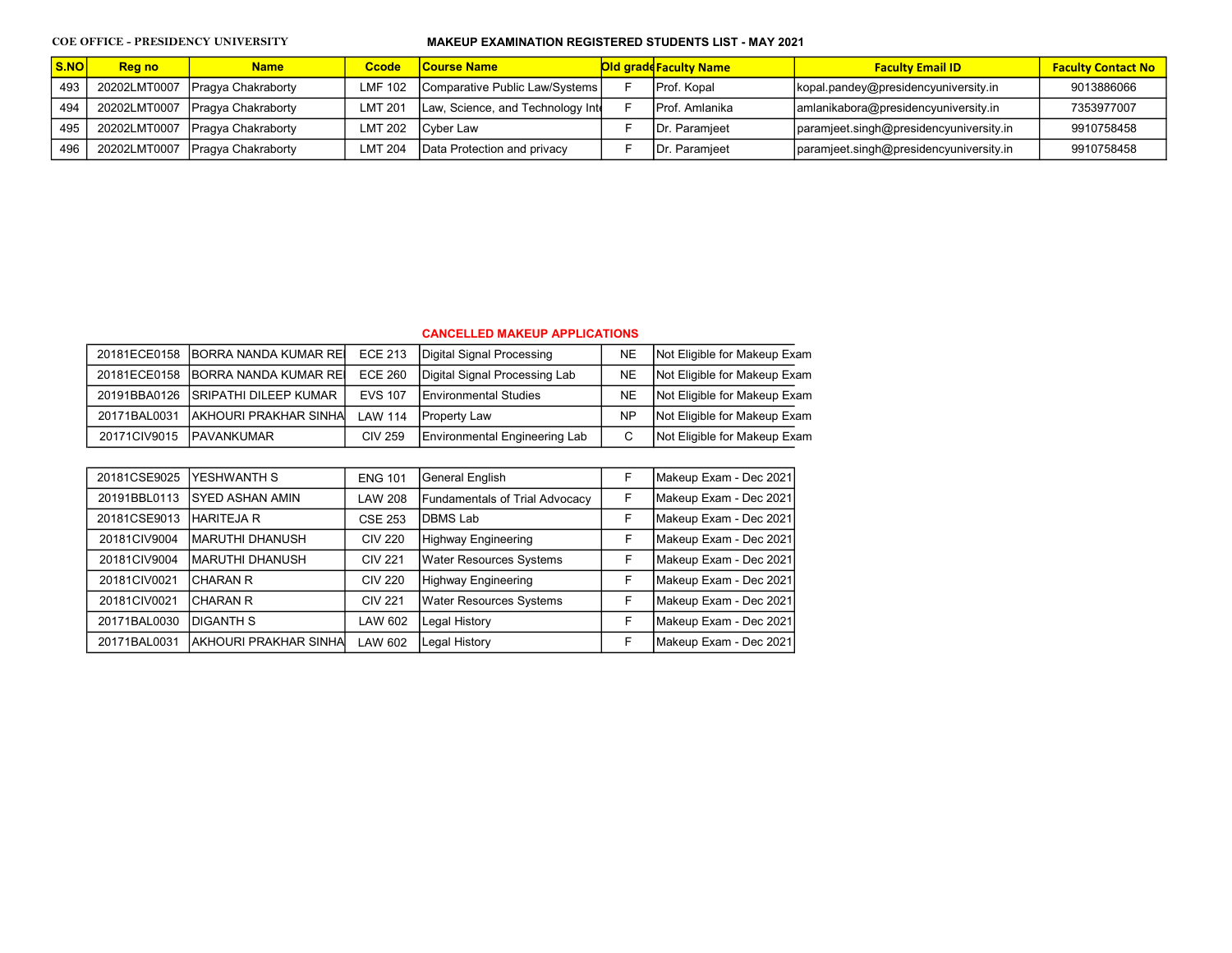COE OFFICE - PRESIDENCY UNIVERSITY

**MAKEUP EXAMINATION REGISTERED STUDENTS LIST - MAY 2021**

| S.NO | Reg no | Name | Ccode | Course Name | Old grade | Faculty Name | Faculty Email ID | Faculty Contact No |
|---|---|---|---|---|---|---|---|---|
| 493 | 20202LMT0007 | Pragya Chakraborty | LMF 102 | Comparative Public Law/Systems | F | Prof. Kopal | kopal.pandey@presidencyuniversity.in | 9013886066 |
| 494 | 20202LMT0007 | Pragya Chakraborty | LMT 201 | Law, Science, and Technology Int | F | Prof. Amlanika | amlanikabora@presidencyuniversity.in | 7353977007 |
| 495 | 20202LMT0007 | Pragya Chakraborty | LMT 202 | Cyber Law | F | Dr. Paramjeet | paramjeet.singh@presidencyuniversity.in | 9910758458 |
| 496 | 20202LMT0007 | Pragya Chakraborty | LMT 204 | Data Protection and privacy | F | Dr. Paramjeet | paramjeet.singh@presidencyuniversity.in | 9910758458 |

**CANCELLED MAKEUP APPLICATIONS**

| | | | | | |
|---|---|---|---|---|---|
| 20181ECE0158 | BORRA NANDA KUMAR RE | ECE 213 | Digital Signal Processing | NE | Not Eligible for Makeup Exam |
| 20181ECE0158 | BORRA NANDA KUMAR RE | ECE 260 | Digital Signal Processing Lab | NE | Not Eligible for Makeup Exam |
| 20191BBA0126 | SRIPATHI DILEEP KUMAR | EVS 107 | Environmental Studies | NE | Not Eligible for Makeup Exam |
| 20171BAL0031 | AKHOURI PRAKHAR SINHA | LAW 114 | Property Law | NP | Not Eligible for Makeup Exam |
| 20171CIV9015 | PAVANKUMAR | CIV 259 | Environmental Engineering Lab | C | Not Eligible for Makeup Exam |

| | | | | | |
|---|---|---|---|---|---|
| 20181CSE9025 | YESHWANTH S | ENG 101 | General English | F | Makeup Exam - Dec 2021 |
| 20191BBL0113 | SYED ASHAN AMIN | LAW 208 | Fundamentals of Trial Advocacy | F | Makeup Exam - Dec 2021 |
| 20181CSE9013 | HARITEJA R | CSE 253 | DBMS Lab | F | Makeup Exam - Dec 2021 |
| 20181CIV9004 | MARUTHI DHANUSH | CIV 220 | Highway Engineering | F | Makeup Exam - Dec 2021 |
| 20181CIV9004 | MARUTHI DHANUSH | CIV 221 | Water Resources Systems | F | Makeup Exam - Dec 2021 |
| 20181CIV0021 | CHARAN R | CIV 220 | Highway Engineering | F | Makeup Exam - Dec 2021 |
| 20181CIV0021 | CHARAN R | CIV 221 | Water Resources Systems | F | Makeup Exam - Dec 2021 |
| 20171BAL0030 | DIGANTH S | LAW 602 | Legal History | F | Makeup Exam - Dec 2021 |
| 20171BAL0031 | AKHOURI PRAKHAR SINHA | LAW 602 | Legal History | F | Makeup Exam - Dec 2021 |